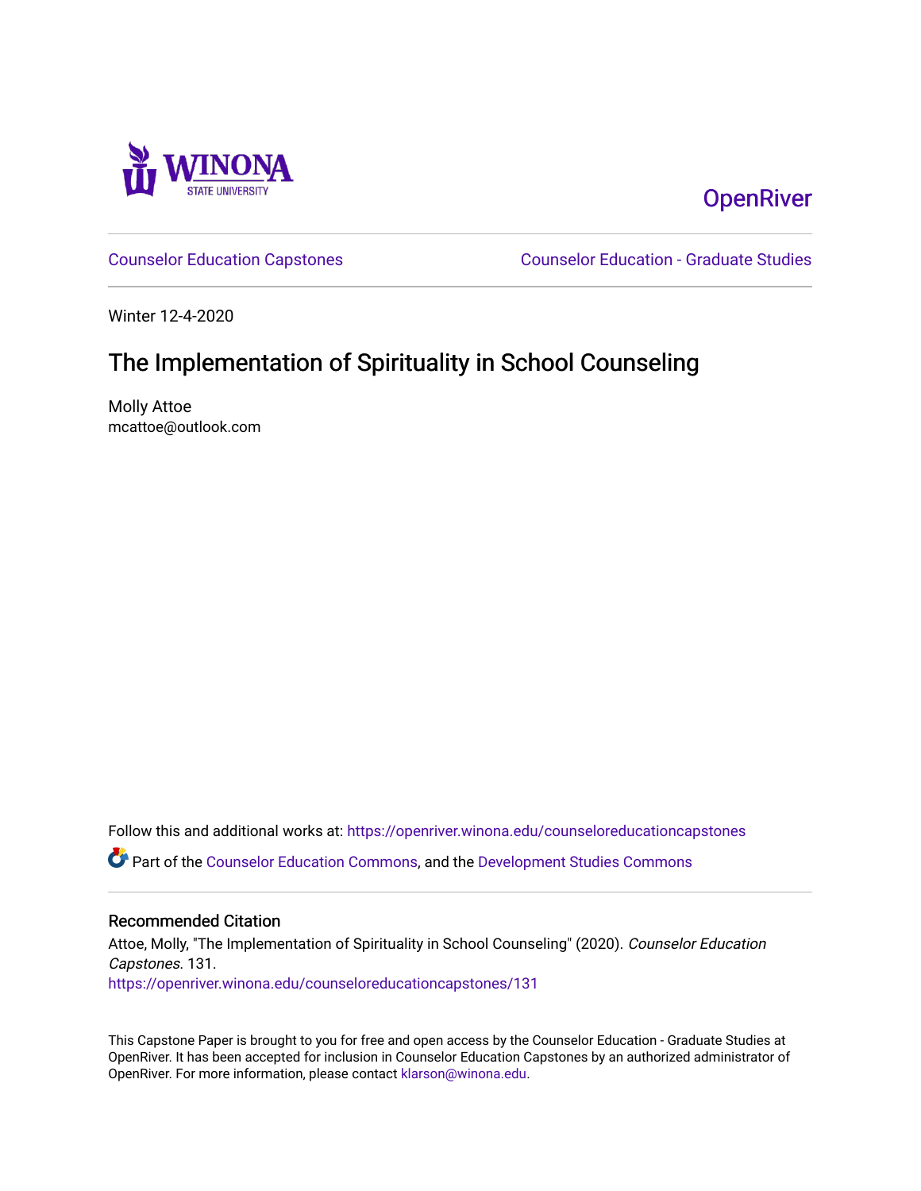Winona State University

OpenRiver

Counselor Education Capstones

Counselor Education - Graduate Studies

Winter 12-4-2020

# The Implementation of Spirituality in School Counseling

Molly Attoe
mcattoe@outlook.com

Follow this and additional works at: https://openriver.winona.edu/counseloreducationcapstones

Part of the Counselor Education Commons, and the Development Studies Commons

## Recommended Citation

Attoe, Molly, "The Implementation of Spirituality in School Counseling" (2020). *Counselor Education Capstones*. 131.
https://openriver.winona.edu/counseloreducationcapstones/131

This Capstone Paper is brought to you for free and open access by the Counselor Education - Graduate Studies at OpenRiver. It has been accepted for inclusion in Counselor Education Capstones by an authorized administrator of OpenRiver. For more information, please contact klarson@winona.edu.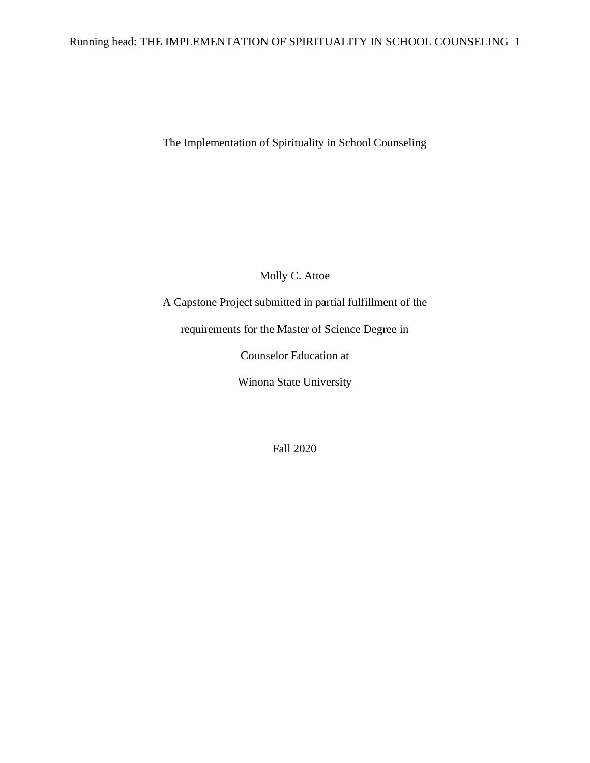# The Implementation of Spirituality in School Counseling

Molly C. Attoe

A Capstone Project submitted in partial fulfillment of the

requirements for the Master of Science Degree in

Counselor Education at

Winona State University

Fall 2020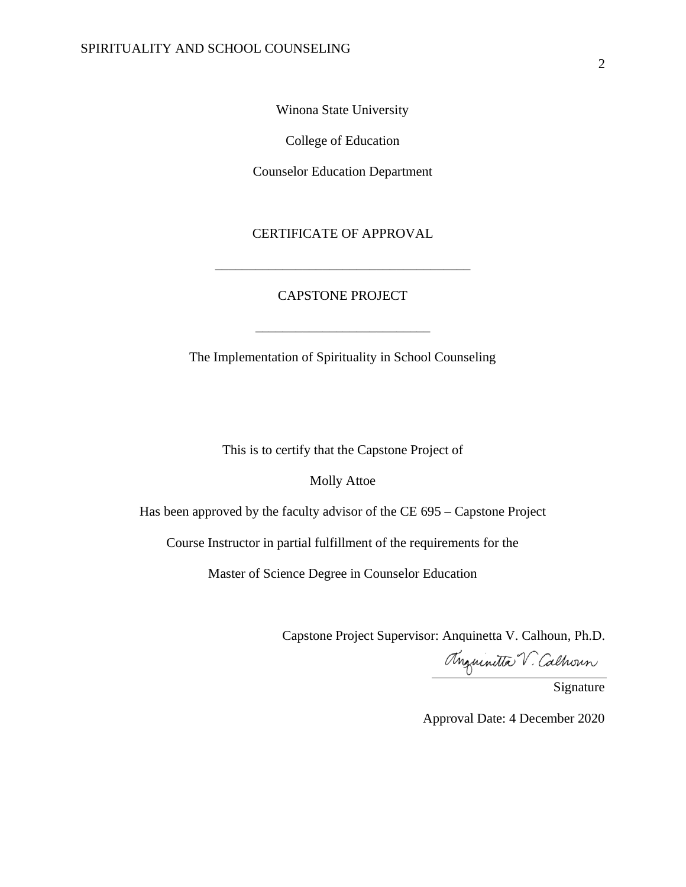Winona State University

College of Education

Counselor Education Department

CERTIFICATE OF APPROVAL

---

CAPSTONE PROJECT

---

The Implementation of Spirituality in School Counseling

This is to certify that the Capstone Project of

Molly Attoe

Has been approved by the faculty advisor of the CE 695 – Capstone Project

Course Instructor in partial fulfillment of the requirements for the

Master of Science Degree in Counselor Education

Capstone Project Supervisor: Anquinetta V. Calhoun, Ph.D.

Anquinetta V. Calhoun
Signature

Approval Date: 4 December 2020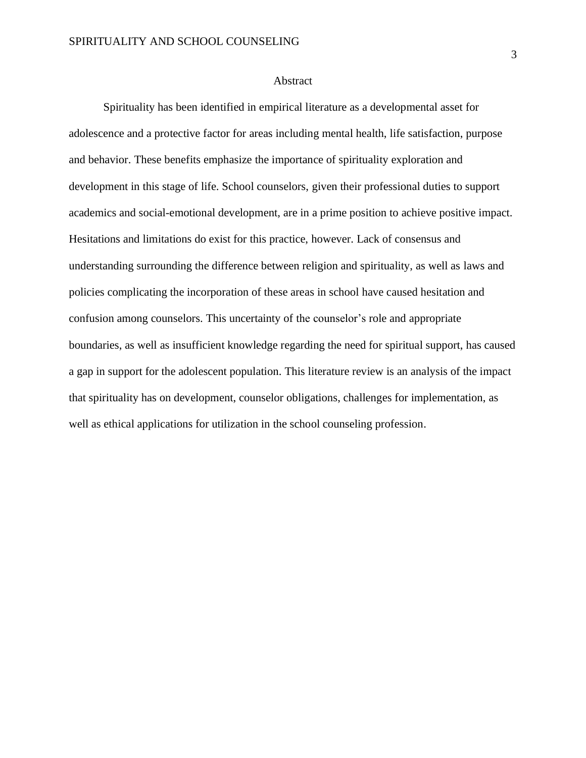## Abstract

Spirituality has been identified in empirical literature as a developmental asset for adolescence and a protective factor for areas including mental health, life satisfaction, purpose and behavior. These benefits emphasize the importance of spirituality exploration and development in this stage of life. School counselors, given their professional duties to support academics and social-emotional development, are in a prime position to achieve positive impact. Hesitations and limitations do exist for this practice, however. Lack of consensus and understanding surrounding the difference between religion and spirituality, as well as laws and policies complicating the incorporation of these areas in school have caused hesitation and confusion among counselors. This uncertainty of the counselor's role and appropriate boundaries, as well as insufficient knowledge regarding the need for spiritual support, has caused a gap in support for the adolescent population. This literature review is an analysis of the impact that spirituality has on development, counselor obligations, challenges for implementation, as well as ethical applications for utilization in the school counseling profession.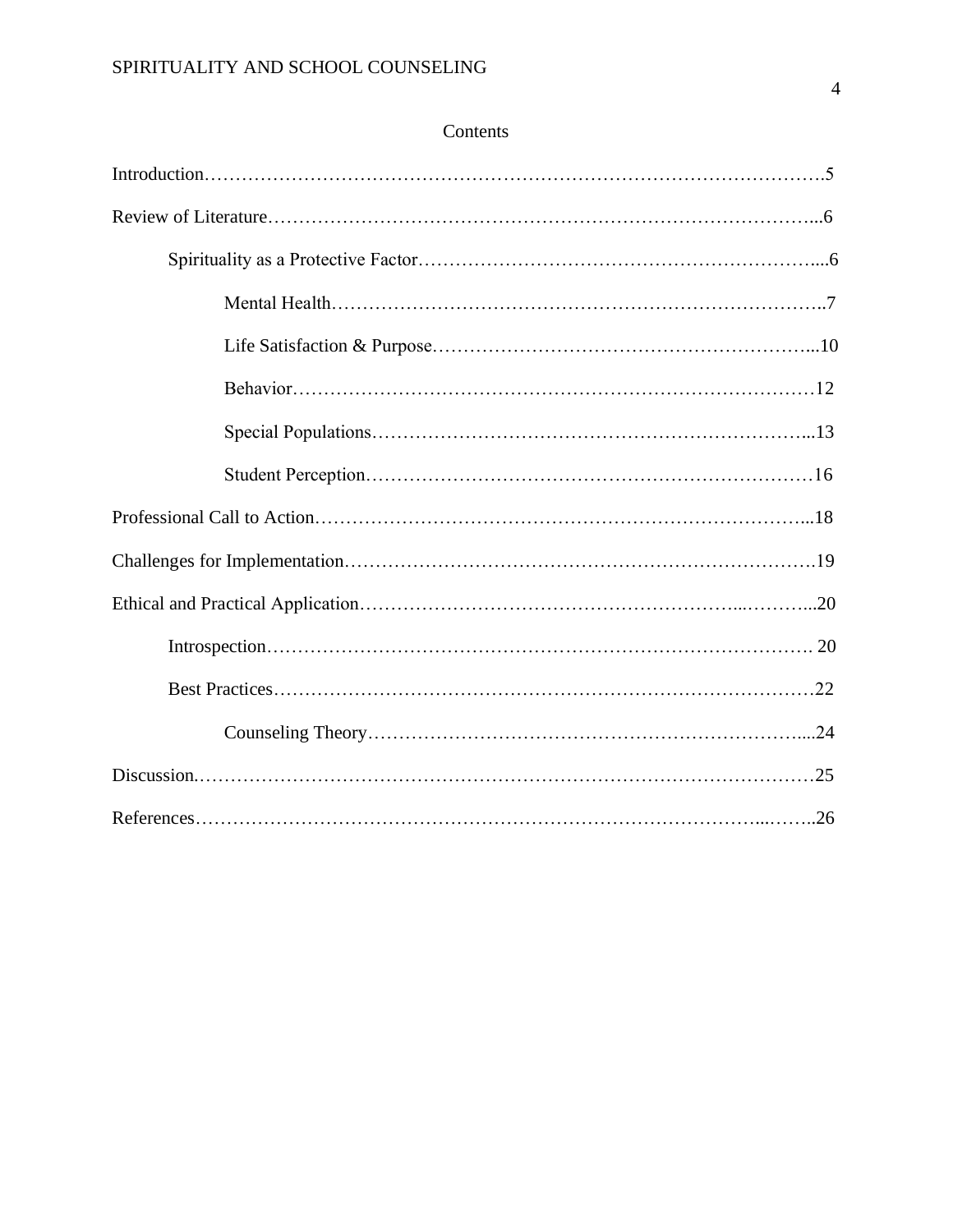# Contents

Introduction……………………………………………………………………………………….5

Review of Literature………………………………………………………………………………...6

- Spirituality as a Protective Factor…………………………………………………………....6
  - Mental Health……………………………………………………………………………..7
  - Life Satisfaction & Purpose…………………………………………………………...10
  - Behavior…………………………………………………………………………………12
  - Special Populations……………………………………………………………………...13
  - Student Perception………………………………………………………………………16

Professional Call to Action…………………………………………………………………………...18

Challenges for Implementation…………………………………………………………………….19

Ethical and Practical Application…………………………………………………………...………...20

- Introspection………………………………………………………………………………… 20
- Best Practices…………………………………………………………………………………22
  - Counseling Theory………………………………………………………………….....24

Discussion.………………………………………………………………………………………25

References………………………………………………………………………………...……..26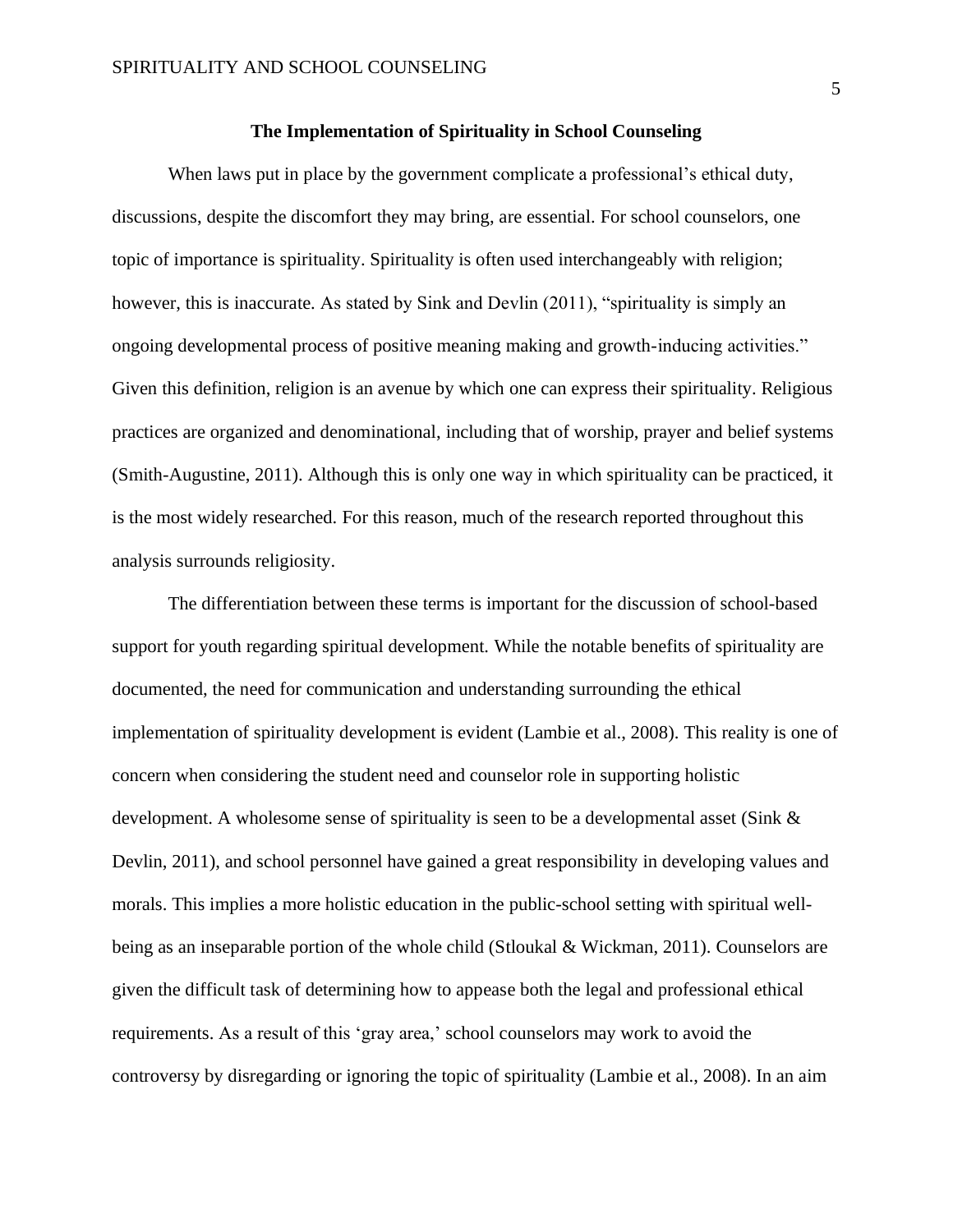## The Implementation of Spirituality in School Counseling

When laws put in place by the government complicate a professional's ethical duty, discussions, despite the discomfort they may bring, are essential. For school counselors, one topic of importance is spirituality. Spirituality is often used interchangeably with religion; however, this is inaccurate. As stated by Sink and Devlin (2011), "spirituality is simply an ongoing developmental process of positive meaning making and growth-inducing activities." Given this definition, religion is an avenue by which one can express their spirituality. Religious practices are organized and denominational, including that of worship, prayer and belief systems (Smith-Augustine, 2011). Although this is only one way in which spirituality can be practiced, it is the most widely researched. For this reason, much of the research reported throughout this analysis surrounds religiosity.

The differentiation between these terms is important for the discussion of school-based support for youth regarding spiritual development. While the notable benefits of spirituality are documented, the need for communication and understanding surrounding the ethical implementation of spirituality development is evident (Lambie et al., 2008). This reality is one of concern when considering the student need and counselor role in supporting holistic development. A wholesome sense of spirituality is seen to be a developmental asset (Sink & Devlin, 2011), and school personnel have gained a great responsibility in developing values and morals. This implies a more holistic education in the public-school setting with spiritual well-being as an inseparable portion of the whole child (Stloukal & Wickman, 2011). Counselors are given the difficult task of determining how to appease both the legal and professional ethical requirements. As a result of this 'gray area,' school counselors may work to avoid the controversy by disregarding or ignoring the topic of spirituality (Lambie et al., 2008). In an aim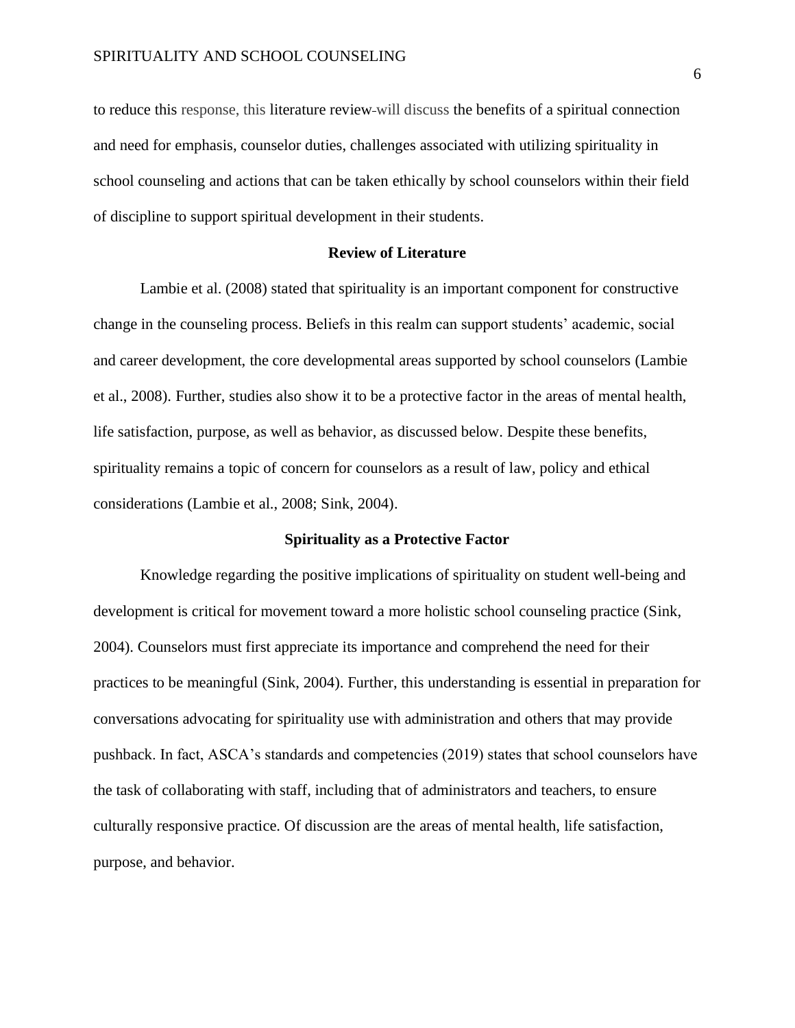to reduce this response, this literature review-will discuss the benefits of a spiritual connection and need for emphasis, counselor duties, challenges associated with utilizing spirituality in school counseling and actions that can be taken ethically by school counselors within their field of discipline to support spiritual development in their students.

## Review of Literature

Lambie et al. (2008) stated that spirituality is an important component for constructive change in the counseling process. Beliefs in this realm can support students' academic, social and career development, the core developmental areas supported by school counselors (Lambie et al., 2008). Further, studies also show it to be a protective factor in the areas of mental health, life satisfaction, purpose, as well as behavior, as discussed below. Despite these benefits, spirituality remains a topic of concern for counselors as a result of law, policy and ethical considerations (Lambie et al., 2008; Sink, 2004).

## Spirituality as a Protective Factor

Knowledge regarding the positive implications of spirituality on student well-being and development is critical for movement toward a more holistic school counseling practice (Sink, 2004). Counselors must first appreciate its importance and comprehend the need for their practices to be meaningful (Sink, 2004). Further, this understanding is essential in preparation for conversations advocating for spirituality use with administration and others that may provide pushback. In fact, ASCA's standards and competencies (2019) states that school counselors have the task of collaborating with staff, including that of administrators and teachers, to ensure culturally responsive practice. Of discussion are the areas of mental health, life satisfaction, purpose, and behavior.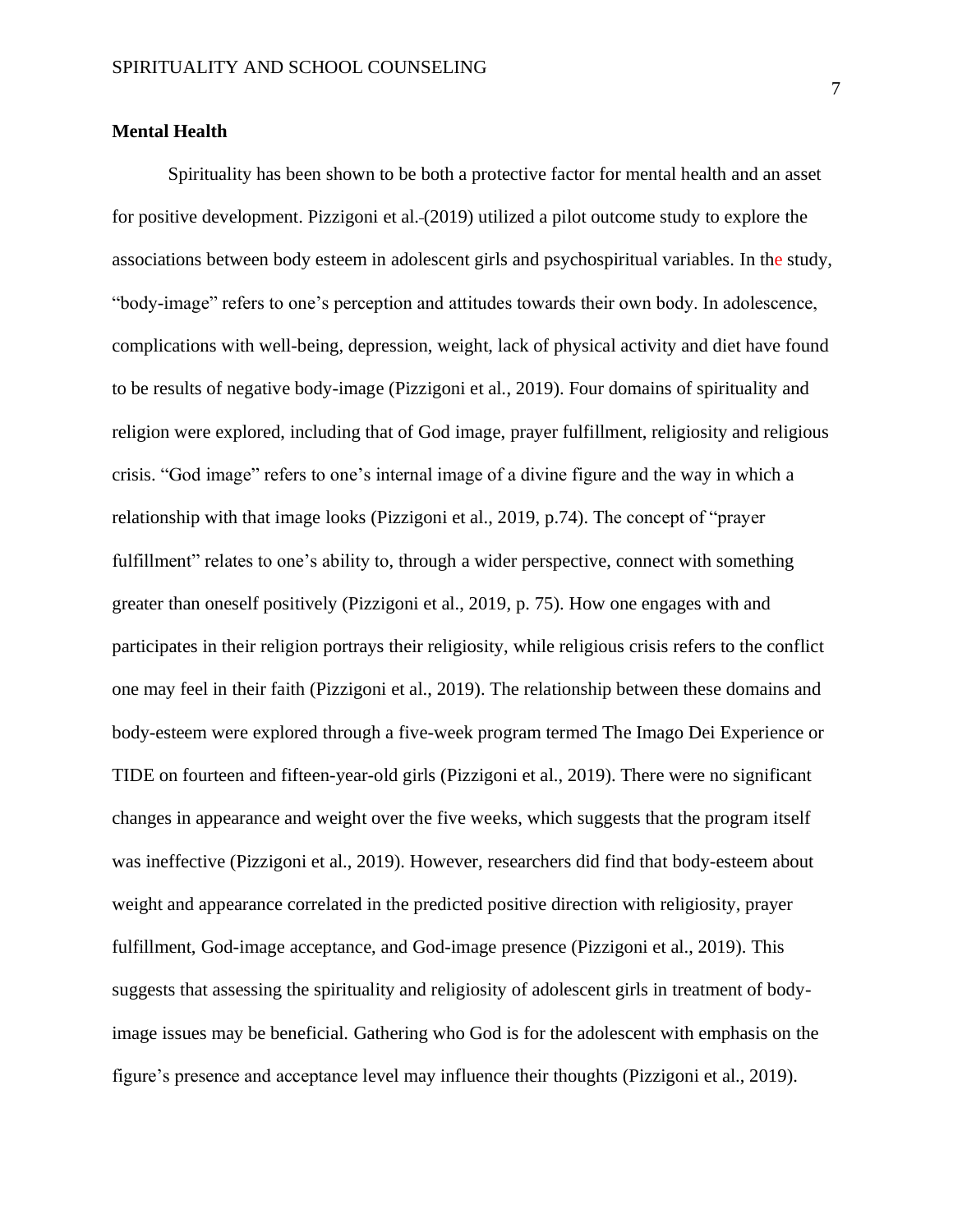**Mental Health**

Spirituality has been shown to be both a protective factor for mental health and an asset for positive development. Pizzigoni et al. (2019) utilized a pilot outcome study to explore the associations between body esteem in adolescent girls and psychospiritual variables. In the study, "body-image" refers to one's perception and attitudes towards their own body. In adolescence, complications with well-being, depression, weight, lack of physical activity and diet have found to be results of negative body-image (Pizzigoni et al., 2019). Four domains of spirituality and religion were explored, including that of God image, prayer fulfillment, religiosity and religious crisis. "God image" refers to one's internal image of a divine figure and the way in which a relationship with that image looks (Pizzigoni et al., 2019, p.74). The concept of "prayer fulfillment" relates to one's ability to, through a wider perspective, connect with something greater than oneself positively (Pizzigoni et al., 2019, p. 75). How one engages with and participates in their religion portrays their religiosity, while religious crisis refers to the conflict one may feel in their faith (Pizzigoni et al., 2019). The relationship between these domains and body-esteem were explored through a five-week program termed The Imago Dei Experience or TIDE on fourteen and fifteen-year-old girls (Pizzigoni et al., 2019). There were no significant changes in appearance and weight over the five weeks, which suggests that the program itself was ineffective (Pizzigoni et al., 2019). However, researchers did find that body-esteem about weight and appearance correlated in the predicted positive direction with religiosity, prayer fulfillment, God-image acceptance, and God-image presence (Pizzigoni et al., 2019). This suggests that assessing the spirituality and religiosity of adolescent girls in treatment of body-image issues may be beneficial. Gathering who God is for the adolescent with emphasis on the figure's presence and acceptance level may influence their thoughts (Pizzigoni et al., 2019).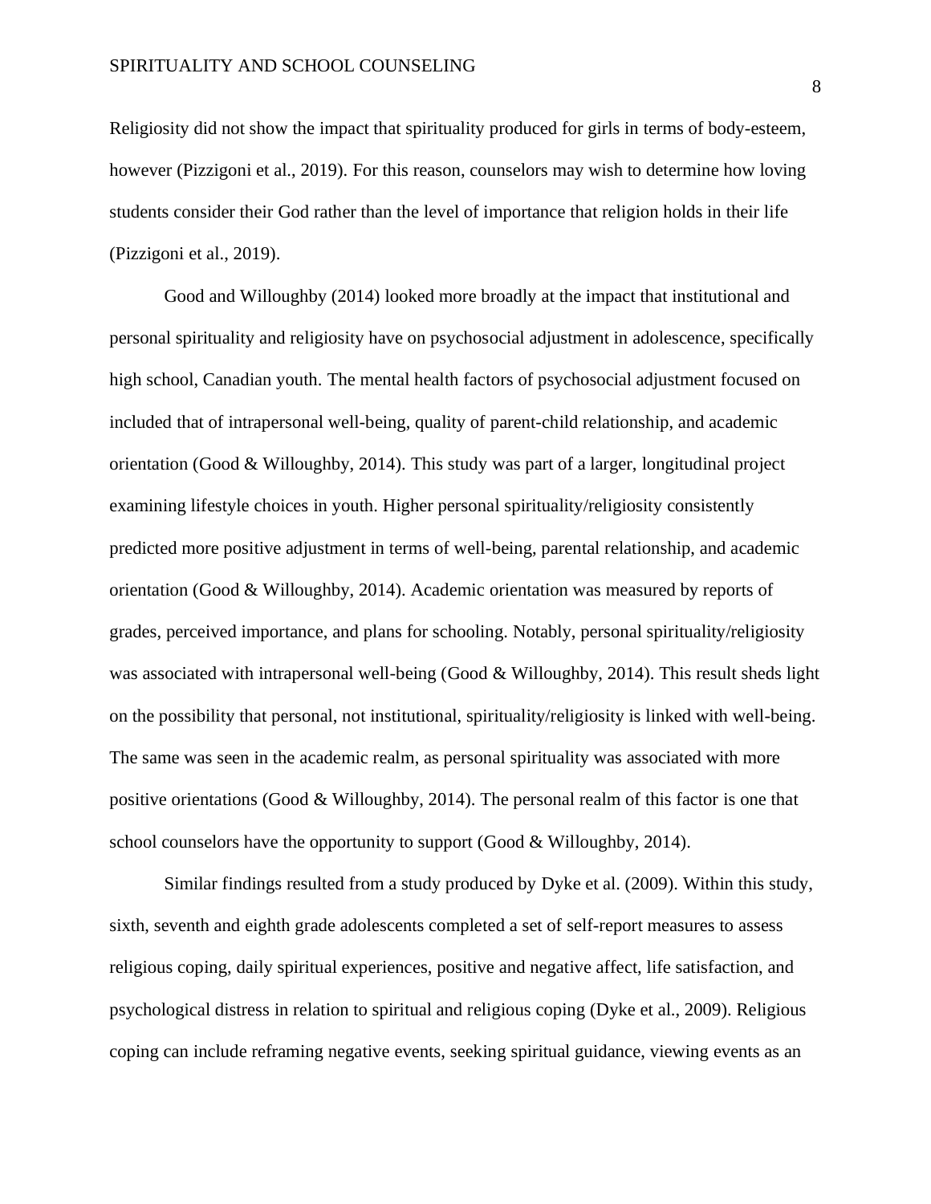Religiosity did not show the impact that spirituality produced for girls in terms of body-esteem, however (Pizzigoni et al., 2019). For this reason, counselors may wish to determine how loving students consider their God rather than the level of importance that religion holds in their life (Pizzigoni et al., 2019).

Good and Willoughby (2014) looked more broadly at the impact that institutional and personal spirituality and religiosity have on psychosocial adjustment in adolescence, specifically high school, Canadian youth. The mental health factors of psychosocial adjustment focused on included that of intrapersonal well-being, quality of parent-child relationship, and academic orientation (Good & Willoughby, 2014). This study was part of a larger, longitudinal project examining lifestyle choices in youth. Higher personal spirituality/religiosity consistently predicted more positive adjustment in terms of well-being, parental relationship, and academic orientation (Good & Willoughby, 2014). Academic orientation was measured by reports of grades, perceived importance, and plans for schooling. Notably, personal spirituality/religiosity was associated with intrapersonal well-being (Good & Willoughby, 2014). This result sheds light on the possibility that personal, not institutional, spirituality/religiosity is linked with well-being. The same was seen in the academic realm, as personal spirituality was associated with more positive orientations (Good & Willoughby, 2014). The personal realm of this factor is one that school counselors have the opportunity to support (Good & Willoughby, 2014).

Similar findings resulted from a study produced by Dyke et al. (2009). Within this study, sixth, seventh and eighth grade adolescents completed a set of self-report measures to assess religious coping, daily spiritual experiences, positive and negative affect, life satisfaction, and psychological distress in relation to spiritual and religious coping (Dyke et al., 2009). Religious coping can include reframing negative events, seeking spiritual guidance, viewing events as an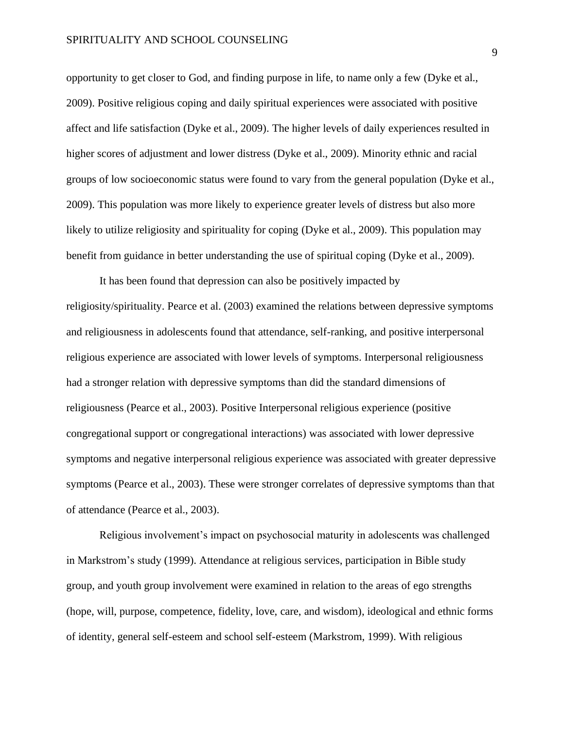opportunity to get closer to God, and finding purpose in life, to name only a few (Dyke et al., 2009). Positive religious coping and daily spiritual experiences were associated with positive affect and life satisfaction (Dyke et al., 2009). The higher levels of daily experiences resulted in higher scores of adjustment and lower distress (Dyke et al., 2009). Minority ethnic and racial groups of low socioeconomic status were found to vary from the general population (Dyke et al., 2009). This population was more likely to experience greater levels of distress but also more likely to utilize religiosity and spirituality for coping (Dyke et al., 2009). This population may benefit from guidance in better understanding the use of spiritual coping (Dyke et al., 2009).

It has been found that depression can also be positively impacted by religiosity/spirituality. Pearce et al. (2003) examined the relations between depressive symptoms and religiousness in adolescents found that attendance, self-ranking, and positive interpersonal religious experience are associated with lower levels of symptoms. Interpersonal religiousness had a stronger relation with depressive symptoms than did the standard dimensions of religiousness (Pearce et al., 2003). Positive Interpersonal religious experience (positive congregational support or congregational interactions) was associated with lower depressive symptoms and negative interpersonal religious experience was associated with greater depressive symptoms (Pearce et al., 2003). These were stronger correlates of depressive symptoms than that of attendance (Pearce et al., 2003).

Religious involvement's impact on psychosocial maturity in adolescents was challenged in Markstrom's study (1999). Attendance at religious services, participation in Bible study group, and youth group involvement were examined in relation to the areas of ego strengths (hope, will, purpose, competence, fidelity, love, care, and wisdom), ideological and ethnic forms of identity, general self-esteem and school self-esteem (Markstrom, 1999). With religious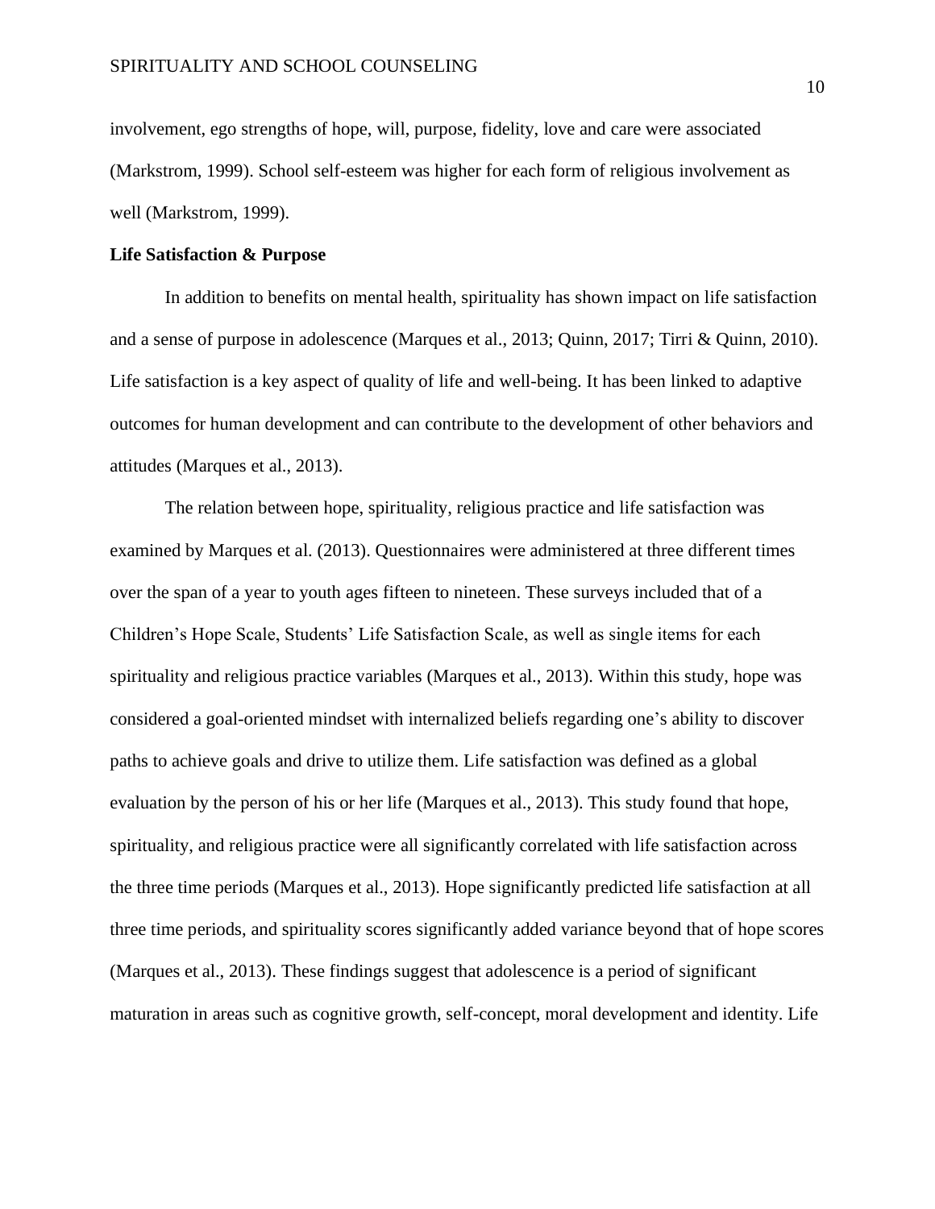involvement, ego strengths of hope, will, purpose, fidelity, love and care were associated (Markstrom, 1999). School self-esteem was higher for each form of religious involvement as well (Markstrom, 1999).

**Life Satisfaction & Purpose**

In addition to benefits on mental health, spirituality has shown impact on life satisfaction and a sense of purpose in adolescence (Marques et al., 2013; Quinn, 2017; Tirri & Quinn, 2010). Life satisfaction is a key aspect of quality of life and well-being. It has been linked to adaptive outcomes for human development and can contribute to the development of other behaviors and attitudes (Marques et al., 2013).

The relation between hope, spirituality, religious practice and life satisfaction was examined by Marques et al. (2013). Questionnaires were administered at three different times over the span of a year to youth ages fifteen to nineteen. These surveys included that of a Children's Hope Scale, Students' Life Satisfaction Scale, as well as single items for each spirituality and religious practice variables (Marques et al., 2013). Within this study, hope was considered a goal-oriented mindset with internalized beliefs regarding one's ability to discover paths to achieve goals and drive to utilize them. Life satisfaction was defined as a global evaluation by the person of his or her life (Marques et al., 2013). This study found that hope, spirituality, and religious practice were all significantly correlated with life satisfaction across the three time periods (Marques et al., 2013). Hope significantly predicted life satisfaction at all three time periods, and spirituality scores significantly added variance beyond that of hope scores (Marques et al., 2013). These findings suggest that adolescence is a period of significant maturation in areas such as cognitive growth, self-concept, moral development and identity. Life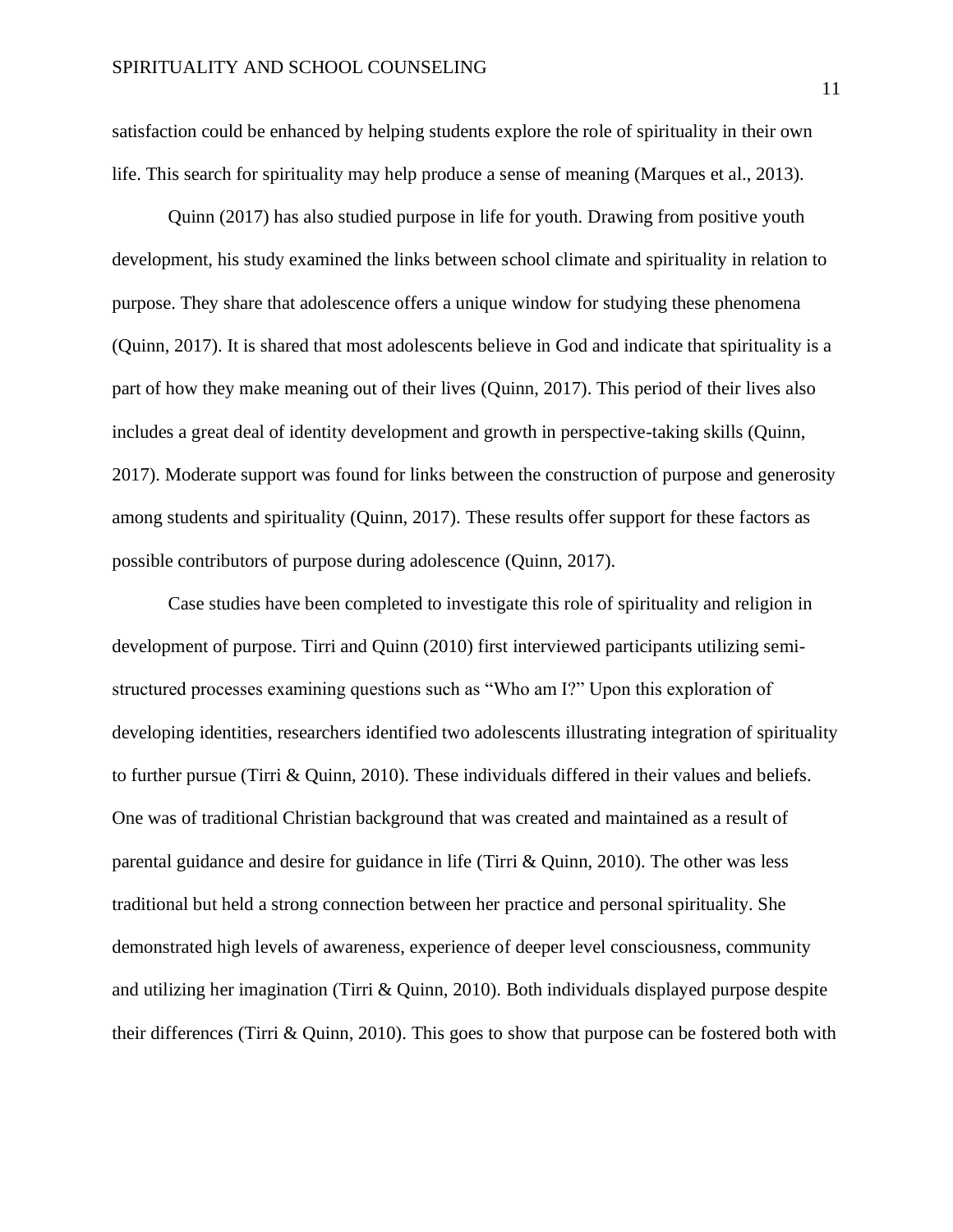satisfaction could be enhanced by helping students explore the role of spirituality in their own life. This search for spirituality may help produce a sense of meaning (Marques et al., 2013).

Quinn (2017) has also studied purpose in life for youth. Drawing from positive youth development, his study examined the links between school climate and spirituality in relation to purpose. They share that adolescence offers a unique window for studying these phenomena (Quinn, 2017). It is shared that most adolescents believe in God and indicate that spirituality is a part of how they make meaning out of their lives (Quinn, 2017). This period of their lives also includes a great deal of identity development and growth in perspective-taking skills (Quinn, 2017). Moderate support was found for links between the construction of purpose and generosity among students and spirituality (Quinn, 2017). These results offer support for these factors as possible contributors of purpose during adolescence (Quinn, 2017).

Case studies have been completed to investigate this role of spirituality and religion in development of purpose. Tirri and Quinn (2010) first interviewed participants utilizing semi-structured processes examining questions such as "Who am I?" Upon this exploration of developing identities, researchers identified two adolescents illustrating integration of spirituality to further pursue (Tirri & Quinn, 2010). These individuals differed in their values and beliefs. One was of traditional Christian background that was created and maintained as a result of parental guidance and desire for guidance in life (Tirri & Quinn, 2010). The other was less traditional but held a strong connection between her practice and personal spirituality. She demonstrated high levels of awareness, experience of deeper level consciousness, community and utilizing her imagination (Tirri & Quinn, 2010). Both individuals displayed purpose despite their differences (Tirri & Quinn, 2010). This goes to show that purpose can be fostered both with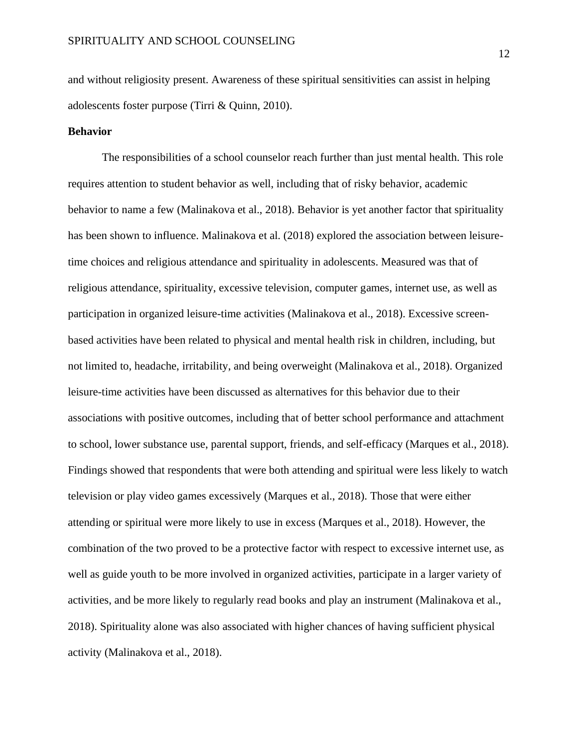and without religiosity present. Awareness of these spiritual sensitivities can assist in helping adolescents foster purpose (Tirri & Quinn, 2010).

**Behavior**

The responsibilities of a school counselor reach further than just mental health. This role requires attention to student behavior as well, including that of risky behavior, academic behavior to name a few (Malinakova et al., 2018). Behavior is yet another factor that spirituality has been shown to influence. Malinakova et al. (2018) explored the association between leisure-time choices and religious attendance and spirituality in adolescents. Measured was that of religious attendance, spirituality, excessive television, computer games, internet use, as well as participation in organized leisure-time activities (Malinakova et al., 2018). Excessive screen-based activities have been related to physical and mental health risk in children, including, but not limited to, headache, irritability, and being overweight (Malinakova et al., 2018). Organized leisure-time activities have been discussed as alternatives for this behavior due to their associations with positive outcomes, including that of better school performance and attachment to school, lower substance use, parental support, friends, and self-efficacy (Marques et al., 2018). Findings showed that respondents that were both attending and spiritual were less likely to watch television or play video games excessively (Marques et al., 2018). Those that were either attending or spiritual were more likely to use in excess (Marques et al., 2018). However, the combination of the two proved to be a protective factor with respect to excessive internet use, as well as guide youth to be more involved in organized activities, participate in a larger variety of activities, and be more likely to regularly read books and play an instrument (Malinakova et al., 2018). Spirituality alone was also associated with higher chances of having sufficient physical activity (Malinakova et al., 2018).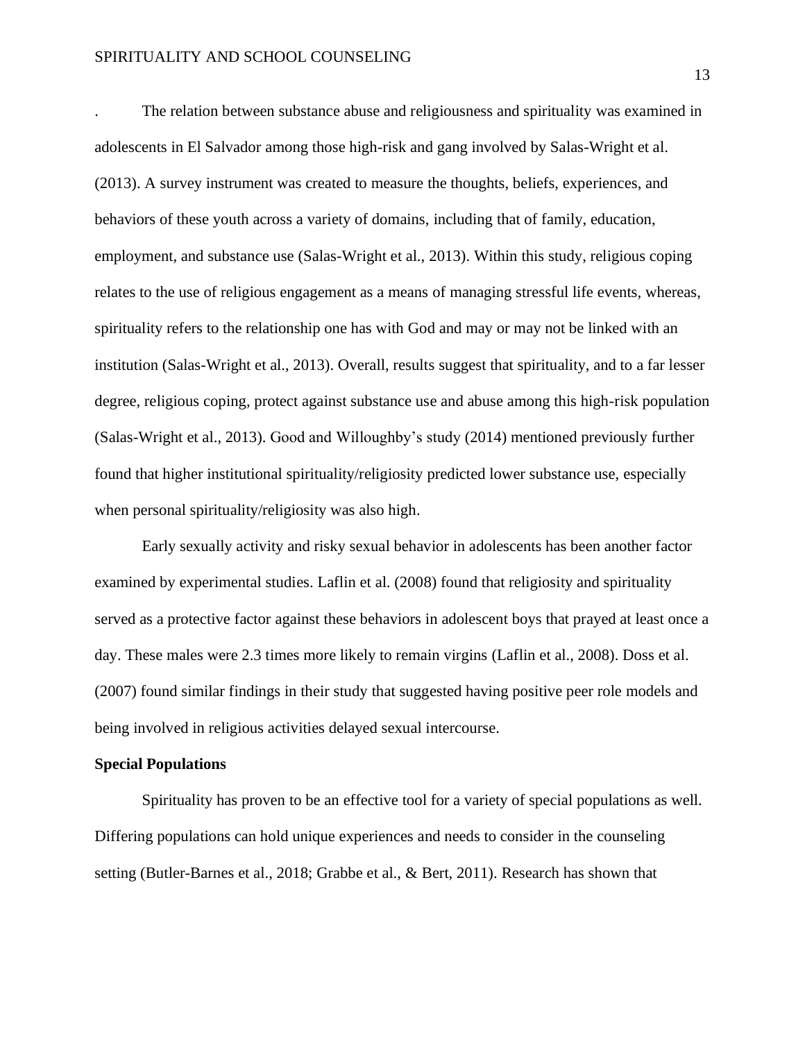. The relation between substance abuse and religiousness and spirituality was examined in adolescents in El Salvador among those high-risk and gang involved by Salas-Wright et al. (2013). A survey instrument was created to measure the thoughts, beliefs, experiences, and behaviors of these youth across a variety of domains, including that of family, education, employment, and substance use (Salas-Wright et al., 2013). Within this study, religious coping relates to the use of religious engagement as a means of managing stressful life events, whereas, spirituality refers to the relationship one has with God and may or may not be linked with an institution (Salas-Wright et al., 2013). Overall, results suggest that spirituality, and to a far lesser degree, religious coping, protect against substance use and abuse among this high-risk population (Salas-Wright et al., 2013). Good and Willoughby's study (2014) mentioned previously further found that higher institutional spirituality/religiosity predicted lower substance use, especially when personal spirituality/religiosity was also high.

Early sexually activity and risky sexual behavior in adolescents has been another factor examined by experimental studies. Laflin et al. (2008) found that religiosity and spirituality served as a protective factor against these behaviors in adolescent boys that prayed at least once a day. These males were 2.3 times more likely to remain virgins (Laflin et al., 2008). Doss et al. (2007) found similar findings in their study that suggested having positive peer role models and being involved in religious activities delayed sexual intercourse.

**Special Populations**

Spirituality has proven to be an effective tool for a variety of special populations as well. Differing populations can hold unique experiences and needs to consider in the counseling setting (Butler-Barnes et al., 2018; Grabbe et al., & Bert, 2011). Research has shown that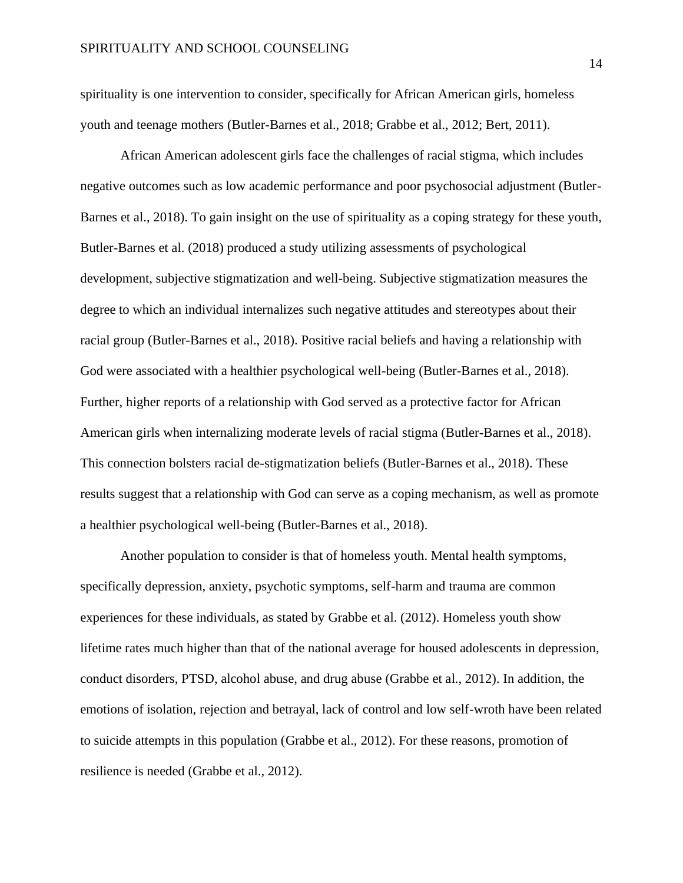spirituality is one intervention to consider, specifically for African American girls, homeless youth and teenage mothers (Butler-Barnes et al., 2018; Grabbe et al., 2012; Bert, 2011).

African American adolescent girls face the challenges of racial stigma, which includes negative outcomes such as low academic performance and poor psychosocial adjustment (Butler-Barnes et al., 2018). To gain insight on the use of spirituality as a coping strategy for these youth, Butler-Barnes et al. (2018) produced a study utilizing assessments of psychological development, subjective stigmatization and well-being. Subjective stigmatization measures the degree to which an individual internalizes such negative attitudes and stereotypes about their racial group (Butler-Barnes et al., 2018). Positive racial beliefs and having a relationship with God were associated with a healthier psychological well-being (Butler-Barnes et al., 2018). Further, higher reports of a relationship with God served as a protective factor for African American girls when internalizing moderate levels of racial stigma (Butler-Barnes et al., 2018). This connection bolsters racial de-stigmatization beliefs (Butler-Barnes et al., 2018). These results suggest that a relationship with God can serve as a coping mechanism, as well as promote a healthier psychological well-being (Butler-Barnes et al., 2018).

Another population to consider is that of homeless youth. Mental health symptoms, specifically depression, anxiety, psychotic symptoms, self-harm and trauma are common experiences for these individuals, as stated by Grabbe et al. (2012). Homeless youth show lifetime rates much higher than that of the national average for housed adolescents in depression, conduct disorders, PTSD, alcohol abuse, and drug abuse (Grabbe et al., 2012). In addition, the emotions of isolation, rejection and betrayal, lack of control and low self-wroth have been related to suicide attempts in this population (Grabbe et al., 2012). For these reasons, promotion of resilience is needed (Grabbe et al., 2012).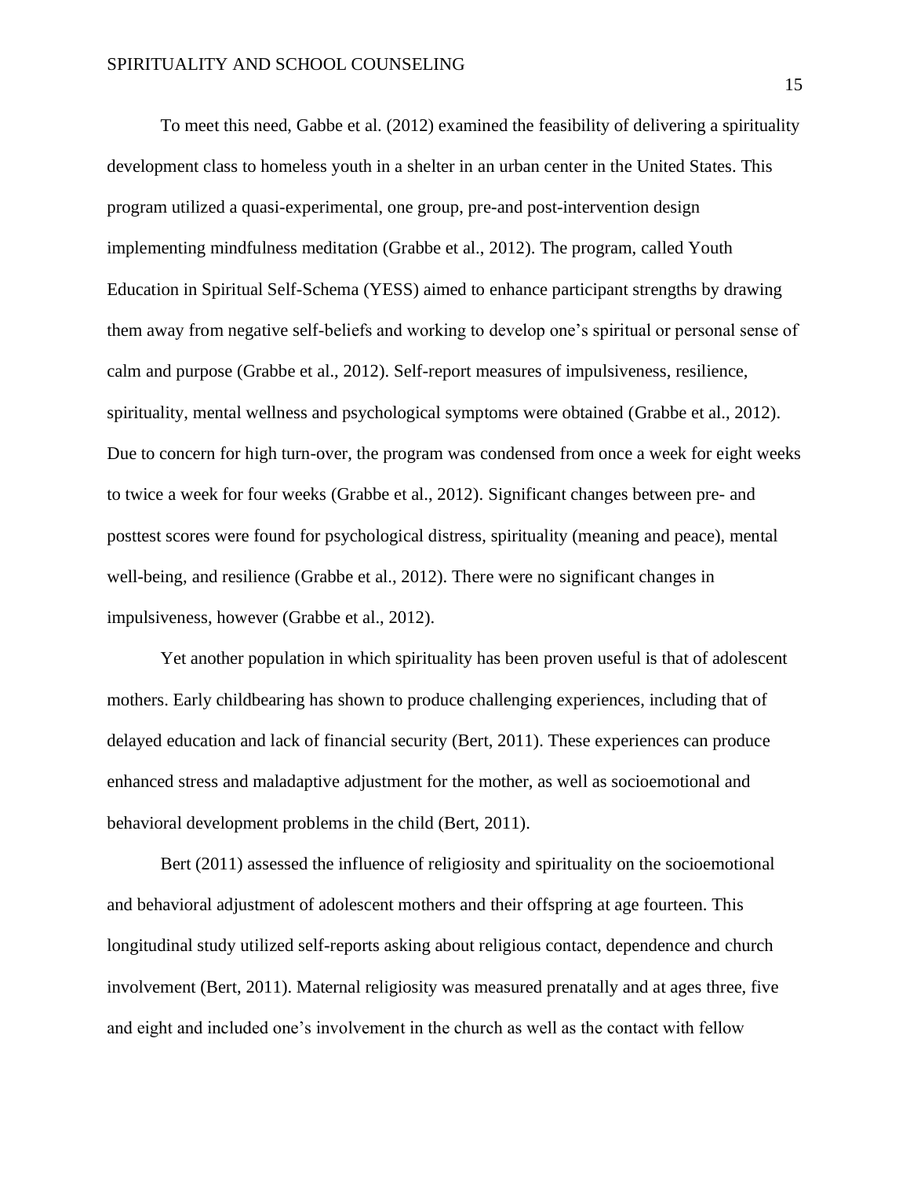To meet this need, Gabbe et al. (2012) examined the feasibility of delivering a spirituality development class to homeless youth in a shelter in an urban center in the United States. This program utilized a quasi-experimental, one group, pre-and post-intervention design implementing mindfulness meditation (Grabbe et al., 2012). The program, called Youth Education in Spiritual Self-Schema (YESS) aimed to enhance participant strengths by drawing them away from negative self-beliefs and working to develop one's spiritual or personal sense of calm and purpose (Grabbe et al., 2012). Self-report measures of impulsiveness, resilience, spirituality, mental wellness and psychological symptoms were obtained (Grabbe et al., 2012). Due to concern for high turn-over, the program was condensed from once a week for eight weeks to twice a week for four weeks (Grabbe et al., 2012). Significant changes between pre- and posttest scores were found for psychological distress, spirituality (meaning and peace), mental well-being, and resilience (Grabbe et al., 2012). There were no significant changes in impulsiveness, however (Grabbe et al., 2012).

Yet another population in which spirituality has been proven useful is that of adolescent mothers. Early childbearing has shown to produce challenging experiences, including that of delayed education and lack of financial security (Bert, 2011). These experiences can produce enhanced stress and maladaptive adjustment for the mother, as well as socioemotional and behavioral development problems in the child (Bert, 2011).

Bert (2011) assessed the influence of religiosity and spirituality on the socioemotional and behavioral adjustment of adolescent mothers and their offspring at age fourteen. This longitudinal study utilized self-reports asking about religious contact, dependence and church involvement (Bert, 2011). Maternal religiosity was measured prenatally and at ages three, five and eight and included one's involvement in the church as well as the contact with fellow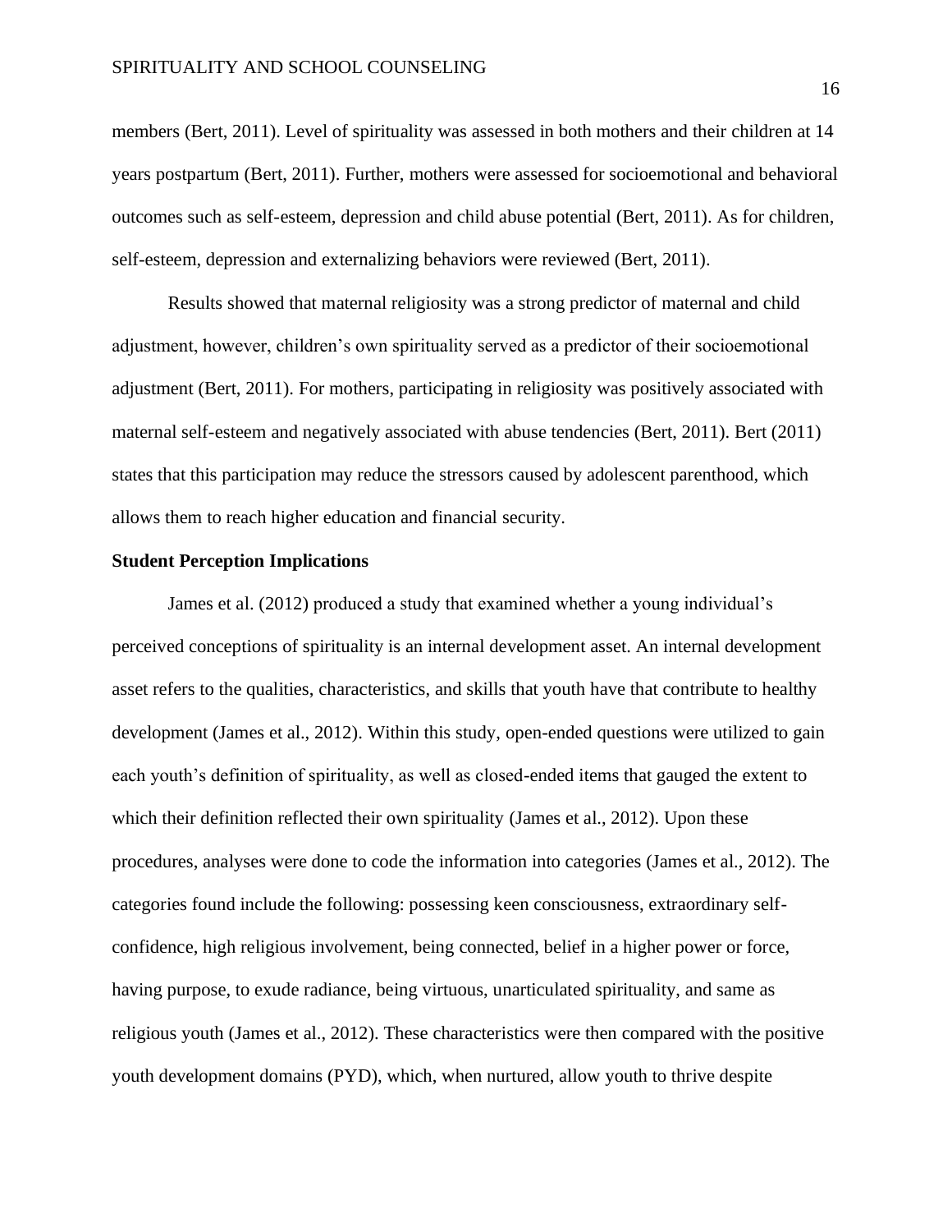members (Bert, 2011). Level of spirituality was assessed in both mothers and their children at 14 years postpartum (Bert, 2011). Further, mothers were assessed for socioemotional and behavioral outcomes such as self-esteem, depression and child abuse potential (Bert, 2011). As for children, self-esteem, depression and externalizing behaviors were reviewed (Bert, 2011).

Results showed that maternal religiosity was a strong predictor of maternal and child adjustment, however, children's own spirituality served as a predictor of their socioemotional adjustment (Bert, 2011). For mothers, participating in religiosity was positively associated with maternal self-esteem and negatively associated with abuse tendencies (Bert, 2011). Bert (2011) states that this participation may reduce the stressors caused by adolescent parenthood, which allows them to reach higher education and financial security.

**Student Perception Implications**

James et al. (2012) produced a study that examined whether a young individual's perceived conceptions of spirituality is an internal development asset. An internal development asset refers to the qualities, characteristics, and skills that youth have that contribute to healthy development (James et al., 2012). Within this study, open-ended questions were utilized to gain each youth's definition of spirituality, as well as closed-ended items that gauged the extent to which their definition reflected their own spirituality (James et al., 2012). Upon these procedures, analyses were done to code the information into categories (James et al., 2012). The categories found include the following: possessing keen consciousness, extraordinary self-confidence, high religious involvement, being connected, belief in a higher power or force, having purpose, to exude radiance, being virtuous, unarticulated spirituality, and same as religious youth (James et al., 2012). These characteristics were then compared with the positive youth development domains (PYD), which, when nurtured, allow youth to thrive despite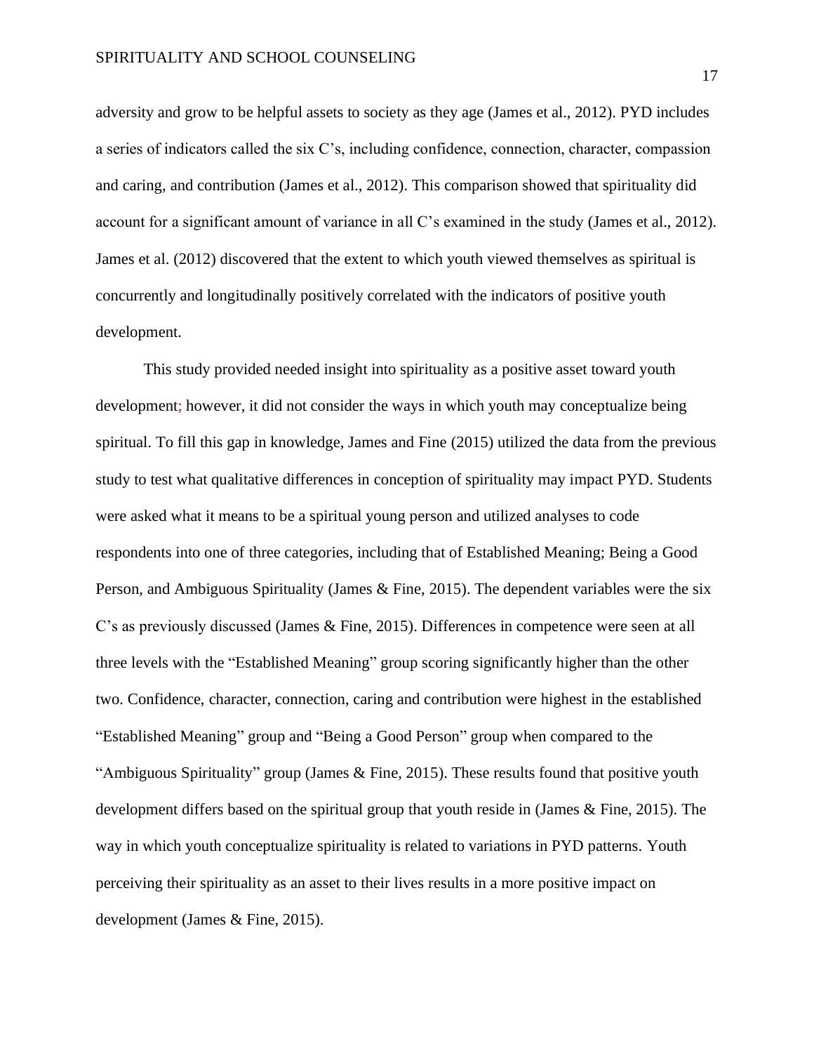adversity and grow to be helpful assets to society as they age (James et al., 2012). PYD includes a series of indicators called the six C's, including confidence, connection, character, compassion and caring, and contribution (James et al., 2012). This comparison showed that spirituality did account for a significant amount of variance in all C's examined in the study (James et al., 2012). James et al. (2012) discovered that the extent to which youth viewed themselves as spiritual is concurrently and longitudinally positively correlated with the indicators of positive youth development.

This study provided needed insight into spirituality as a positive asset toward youth development; however, it did not consider the ways in which youth may conceptualize being spiritual. To fill this gap in knowledge, James and Fine (2015) utilized the data from the previous study to test what qualitative differences in conception of spirituality may impact PYD. Students were asked what it means to be a spiritual young person and utilized analyses to code respondents into one of three categories, including that of Established Meaning; Being a Good Person, and Ambiguous Spirituality (James & Fine, 2015). The dependent variables were the six C's as previously discussed (James & Fine, 2015). Differences in competence were seen at all three levels with the "Established Meaning" group scoring significantly higher than the other two. Confidence, character, connection, caring and contribution were highest in the established "Established Meaning" group and "Being a Good Person" group when compared to the "Ambiguous Spirituality" group (James & Fine, 2015). These results found that positive youth development differs based on the spiritual group that youth reside in (James & Fine, 2015). The way in which youth conceptualize spirituality is related to variations in PYD patterns. Youth perceiving their spirituality as an asset to their lives results in a more positive impact on development (James & Fine, 2015).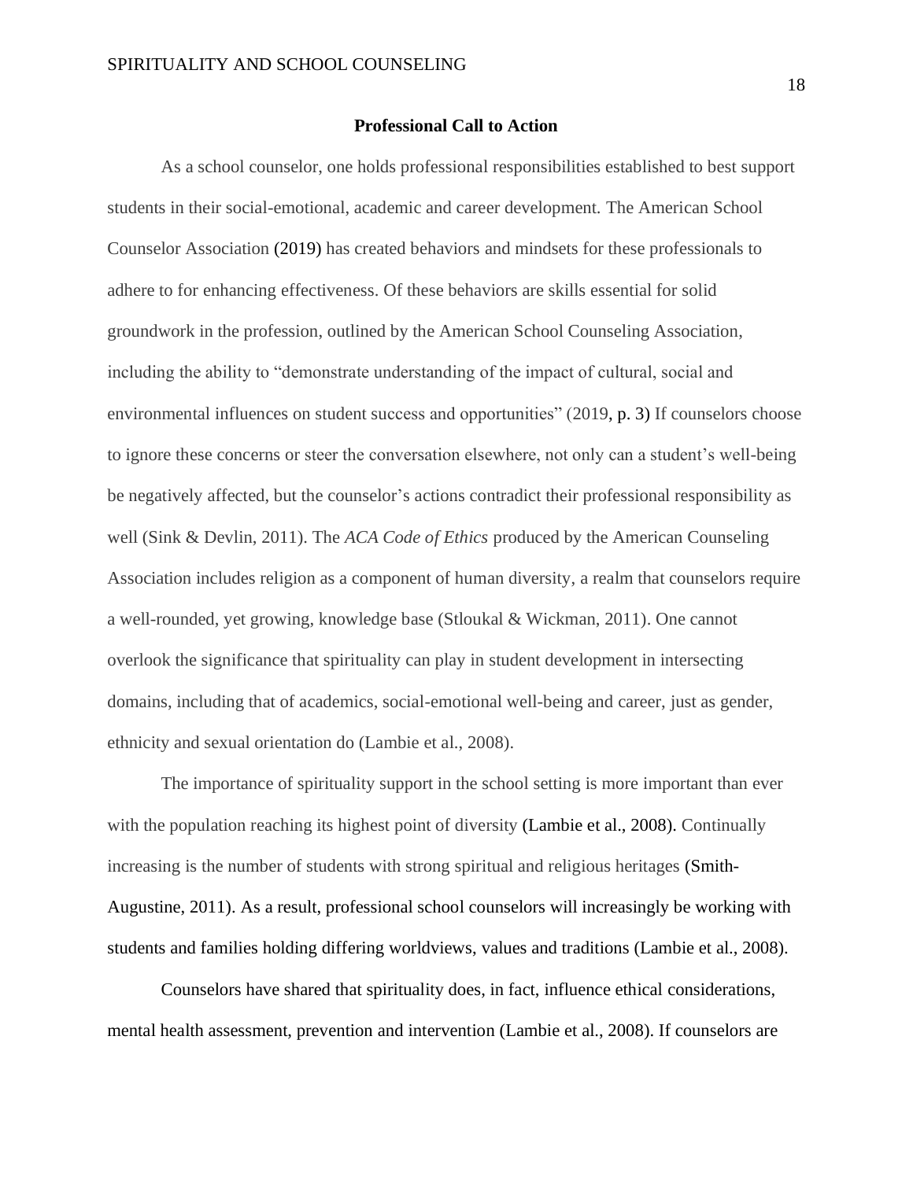## Professional Call to Action

As a school counselor, one holds professional responsibilities established to best support students in their social-emotional, academic and career development. The American School Counselor Association (2019) has created behaviors and mindsets for these professionals to adhere to for enhancing effectiveness. Of these behaviors are skills essential for solid groundwork in the profession, outlined by the American School Counseling Association, including the ability to "demonstrate understanding of the impact of cultural, social and environmental influences on student success and opportunities" (2019, p. 3) If counselors choose to ignore these concerns or steer the conversation elsewhere, not only can a student's well-being be negatively affected, but the counselor's actions contradict their professional responsibility as well (Sink & Devlin, 2011). The *ACA Code of Ethics* produced by the American Counseling Association includes religion as a component of human diversity, a realm that counselors require a well-rounded, yet growing, knowledge base (Stloukal & Wickman, 2011). One cannot overlook the significance that spirituality can play in student development in intersecting domains, including that of academics, social-emotional well-being and career, just as gender, ethnicity and sexual orientation do (Lambie et al., 2008).

The importance of spirituality support in the school setting is more important than ever with the population reaching its highest point of diversity (Lambie et al., 2008). Continually increasing is the number of students with strong spiritual and religious heritages (Smith-Augustine, 2011). As a result, professional school counselors will increasingly be working with students and families holding differing worldviews, values and traditions (Lambie et al., 2008).

Counselors have shared that spirituality does, in fact, influence ethical considerations, mental health assessment, prevention and intervention (Lambie et al., 2008). If counselors are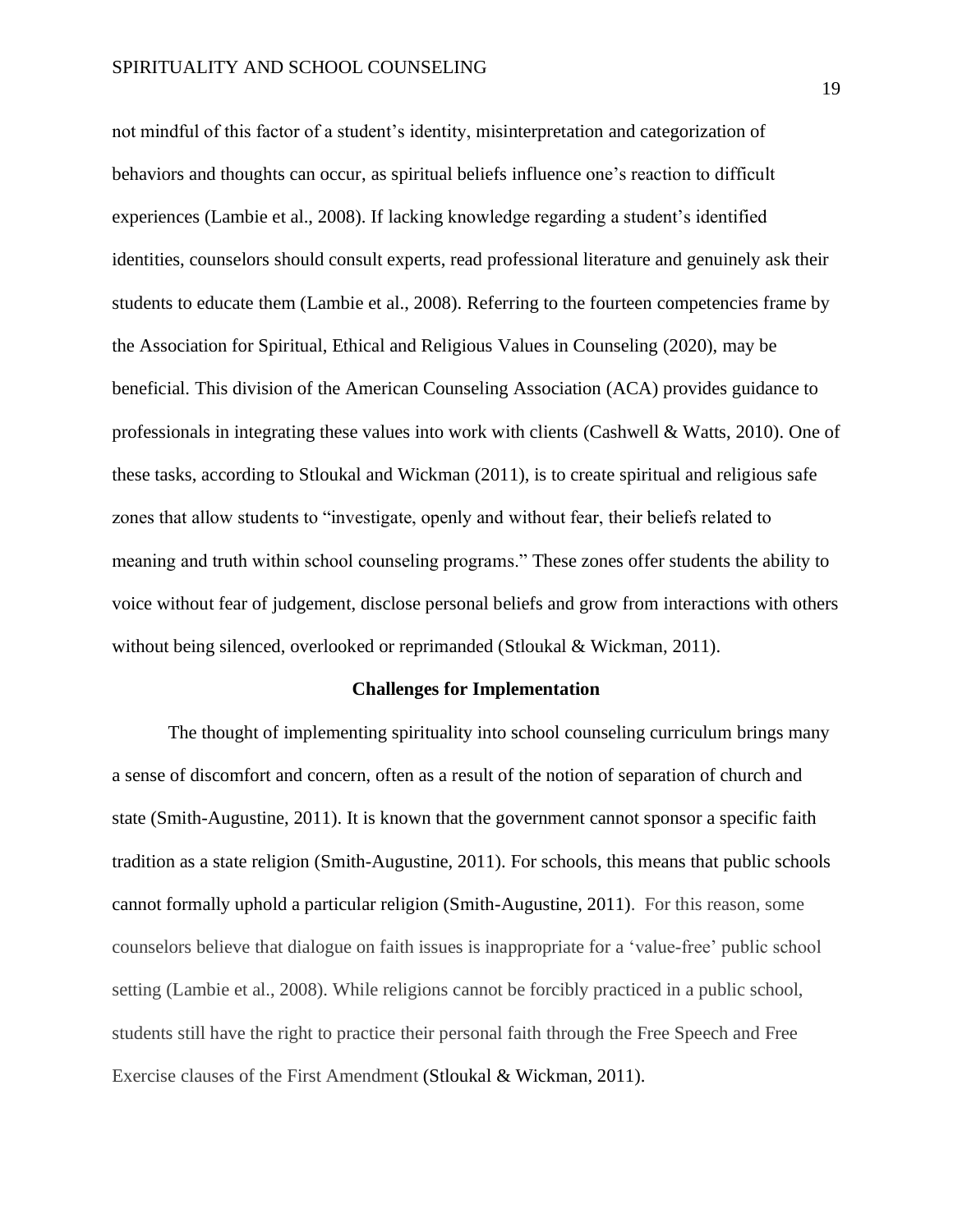not mindful of this factor of a student's identity, misinterpretation and categorization of behaviors and thoughts can occur, as spiritual beliefs influence one's reaction to difficult experiences (Lambie et al., 2008). If lacking knowledge regarding a student's identified identities, counselors should consult experts, read professional literature and genuinely ask their students to educate them (Lambie et al., 2008). Referring to the fourteen competencies frame by the Association for Spiritual, Ethical and Religious Values in Counseling (2020), may be beneficial. This division of the American Counseling Association (ACA) provides guidance to professionals in integrating these values into work with clients (Cashwell & Watts, 2010). One of these tasks, according to Stloukal and Wickman (2011), is to create spiritual and religious safe zones that allow students to "investigate, openly and without fear, their beliefs related to meaning and truth within school counseling programs." These zones offer students the ability to voice without fear of judgement, disclose personal beliefs and grow from interactions with others without being silenced, overlooked or reprimanded (Stloukal & Wickman, 2011).

## Challenges for Implementation

The thought of implementing spirituality into school counseling curriculum brings many a sense of discomfort and concern, often as a result of the notion of separation of church and state (Smith-Augustine, 2011). It is known that the government cannot sponsor a specific faith tradition as a state religion (Smith-Augustine, 2011). For schools, this means that public schools cannot formally uphold a particular religion (Smith-Augustine, 2011). For this reason, some counselors believe that dialogue on faith issues is inappropriate for a 'value-free' public school setting (Lambie et al., 2008). While religions cannot be forcibly practiced in a public school, students still have the right to practice their personal faith through the Free Speech and Free Exercise clauses of the First Amendment (Stloukal & Wickman, 2011).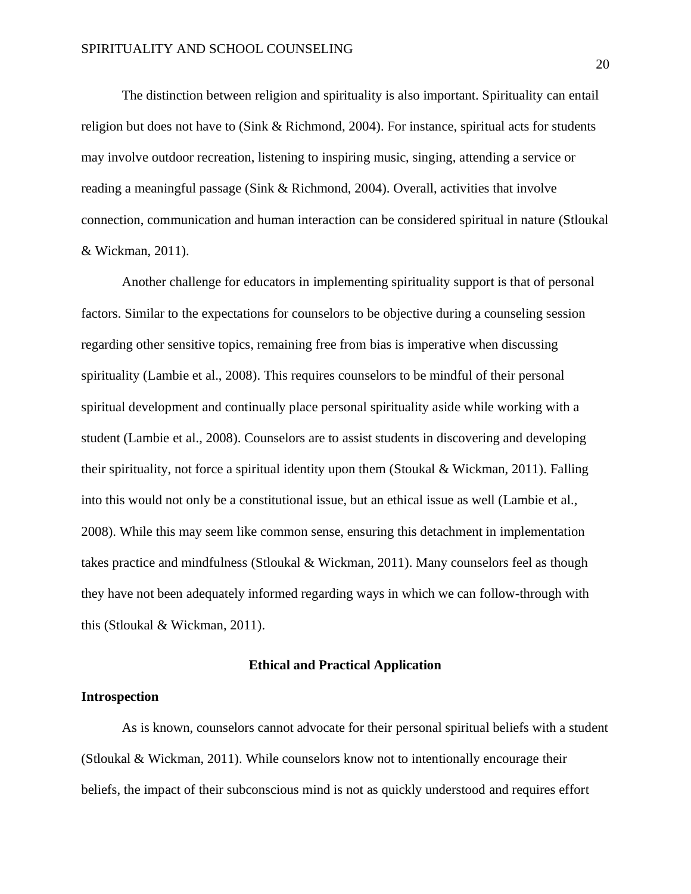The distinction between religion and spirituality is also important. Spirituality can entail religion but does not have to (Sink & Richmond, 2004). For instance, spiritual acts for students may involve outdoor recreation, listening to inspiring music, singing, attending a service or reading a meaningful passage (Sink & Richmond, 2004). Overall, activities that involve connection, communication and human interaction can be considered spiritual in nature (Stloukal & Wickman, 2011).

Another challenge for educators in implementing spirituality support is that of personal factors. Similar to the expectations for counselors to be objective during a counseling session regarding other sensitive topics, remaining free from bias is imperative when discussing spirituality (Lambie et al., 2008). This requires counselors to be mindful of their personal spiritual development and continually place personal spirituality aside while working with a student (Lambie et al., 2008). Counselors are to assist students in discovering and developing their spirituality, not force a spiritual identity upon them (Stoukal & Wickman, 2011). Falling into this would not only be a constitutional issue, but an ethical issue as well (Lambie et al., 2008). While this may seem like common sense, ensuring this detachment in implementation takes practice and mindfulness (Stloukal & Wickman, 2011). Many counselors feel as though they have not been adequately informed regarding ways in which we can follow-through with this (Stloukal & Wickman, 2011).

## Ethical and Practical Application

### Introspection

As is known, counselors cannot advocate for their personal spiritual beliefs with a student (Stloukal & Wickman, 2011). While counselors know not to intentionally encourage their beliefs, the impact of their subconscious mind is not as quickly understood and requires effort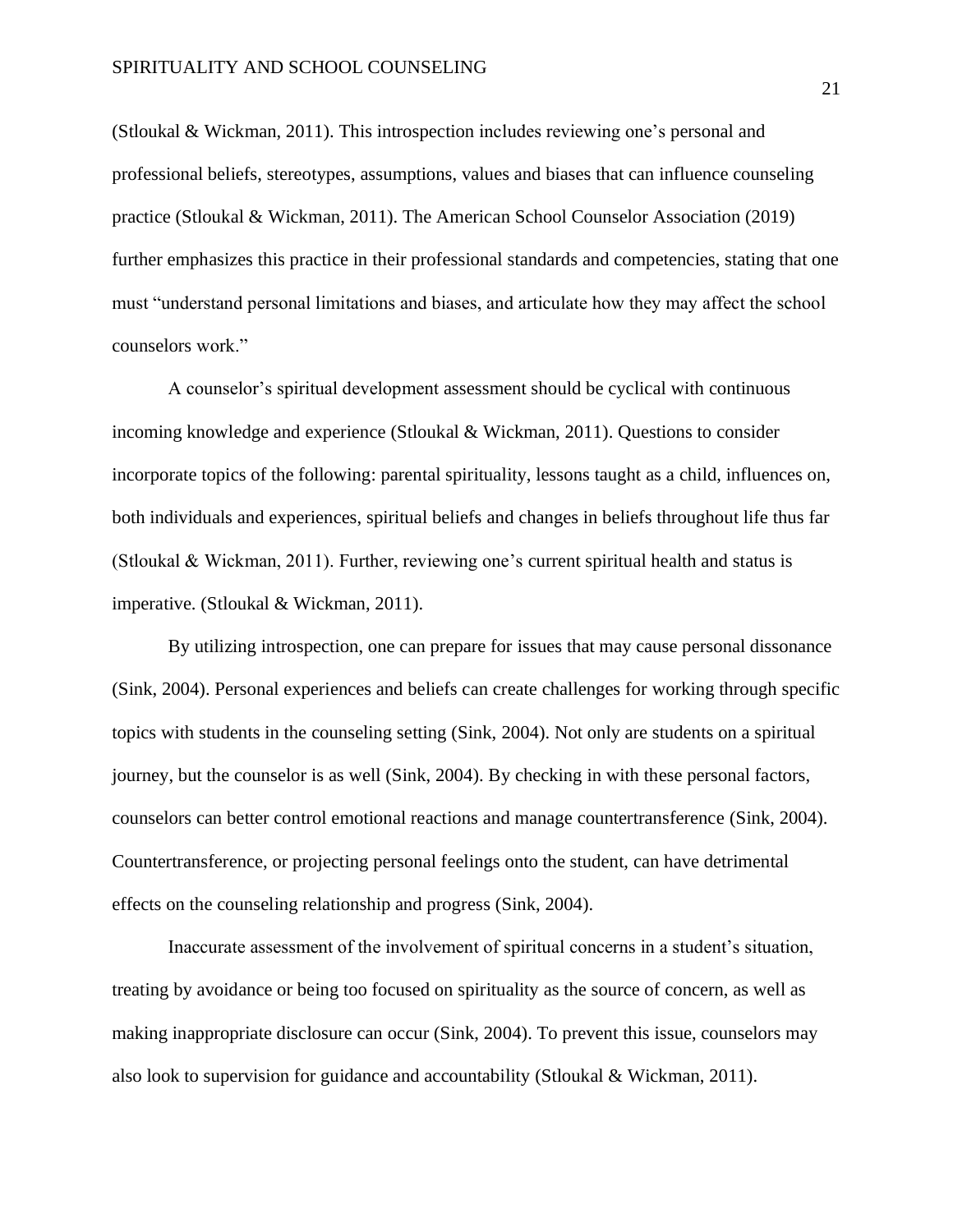(Stloukal & Wickman, 2011). This introspection includes reviewing one's personal and professional beliefs, stereotypes, assumptions, values and biases that can influence counseling practice (Stloukal & Wickman, 2011). The American School Counselor Association (2019) further emphasizes this practice in their professional standards and competencies, stating that one must "understand personal limitations and biases, and articulate how they may affect the school counselors work."

A counselor's spiritual development assessment should be cyclical with continuous incoming knowledge and experience (Stloukal & Wickman, 2011). Questions to consider incorporate topics of the following: parental spirituality, lessons taught as a child, influences on, both individuals and experiences, spiritual beliefs and changes in beliefs throughout life thus far (Stloukal & Wickman, 2011). Further, reviewing one's current spiritual health and status is imperative. (Stloukal & Wickman, 2011).

By utilizing introspection, one can prepare for issues that may cause personal dissonance (Sink, 2004). Personal experiences and beliefs can create challenges for working through specific topics with students in the counseling setting (Sink, 2004). Not only are students on a spiritual journey, but the counselor is as well (Sink, 2004). By checking in with these personal factors, counselors can better control emotional reactions and manage countertransference (Sink, 2004). Countertransference, or projecting personal feelings onto the student, can have detrimental effects on the counseling relationship and progress (Sink, 2004).

Inaccurate assessment of the involvement of spiritual concerns in a student's situation, treating by avoidance or being too focused on spirituality as the source of concern, as well as making inappropriate disclosure can occur (Sink, 2004). To prevent this issue, counselors may also look to supervision for guidance and accountability (Stloukal & Wickman, 2011).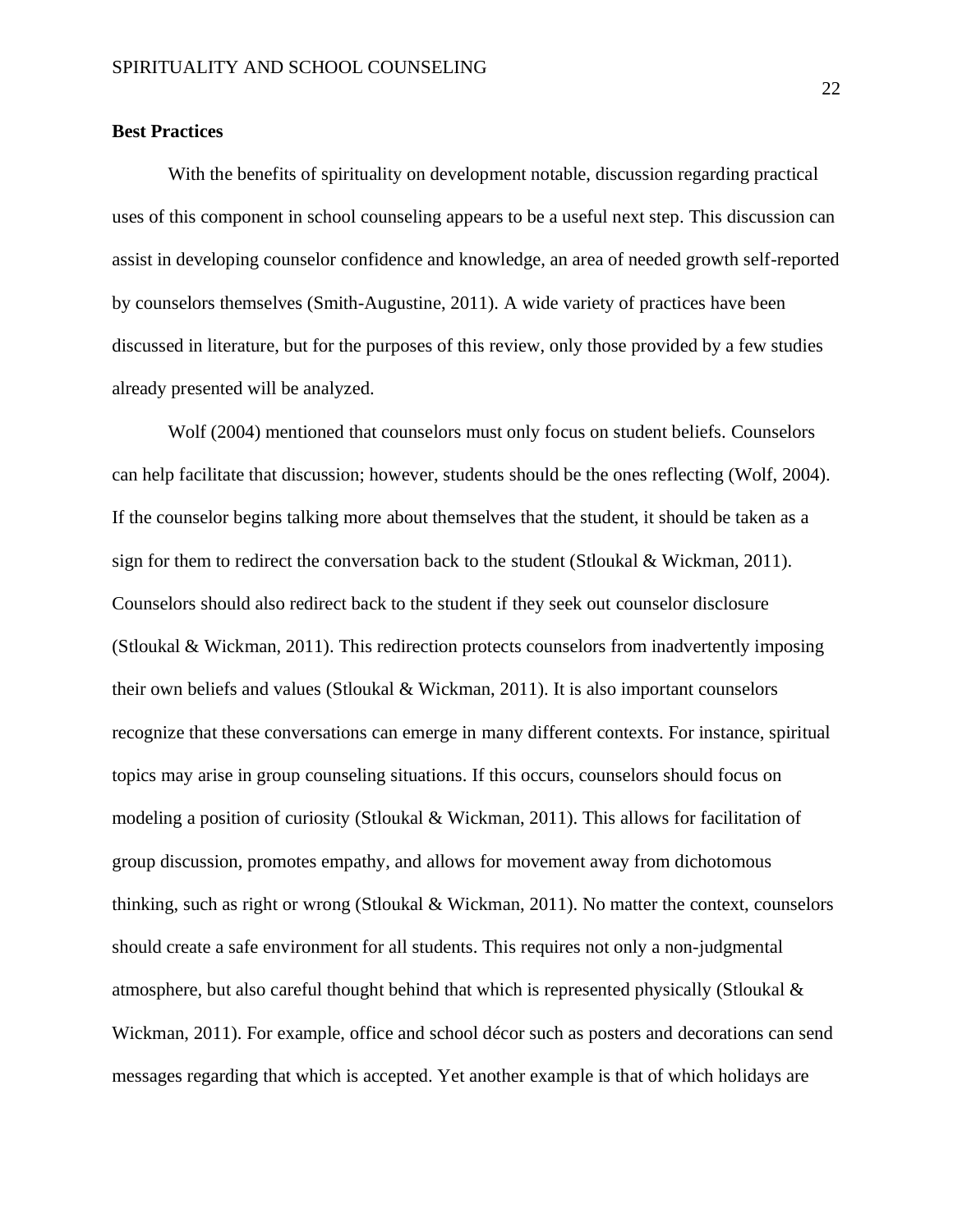**Best Practices**

With the benefits of spirituality on development notable, discussion regarding practical uses of this component in school counseling appears to be a useful next step. This discussion can assist in developing counselor confidence and knowledge, an area of needed growth self-reported by counselors themselves (Smith-Augustine, 2011). A wide variety of practices have been discussed in literature, but for the purposes of this review, only those provided by a few studies already presented will be analyzed.

Wolf (2004) mentioned that counselors must only focus on student beliefs. Counselors can help facilitate that discussion; however, students should be the ones reflecting (Wolf, 2004). If the counselor begins talking more about themselves that the student, it should be taken as a sign for them to redirect the conversation back to the student (Stloukal & Wickman, 2011). Counselors should also redirect back to the student if they seek out counselor disclosure (Stloukal & Wickman, 2011). This redirection protects counselors from inadvertently imposing their own beliefs and values (Stloukal & Wickman, 2011). It is also important counselors recognize that these conversations can emerge in many different contexts. For instance, spiritual topics may arise in group counseling situations. If this occurs, counselors should focus on modeling a position of curiosity (Stloukal & Wickman, 2011). This allows for facilitation of group discussion, promotes empathy, and allows for movement away from dichotomous thinking, such as right or wrong (Stloukal & Wickman, 2011). No matter the context, counselors should create a safe environment for all students. This requires not only a non-judgmental atmosphere, but also careful thought behind that which is represented physically (Stloukal & Wickman, 2011). For example, office and school décor such as posters and decorations can send messages regarding that which is accepted. Yet another example is that of which holidays are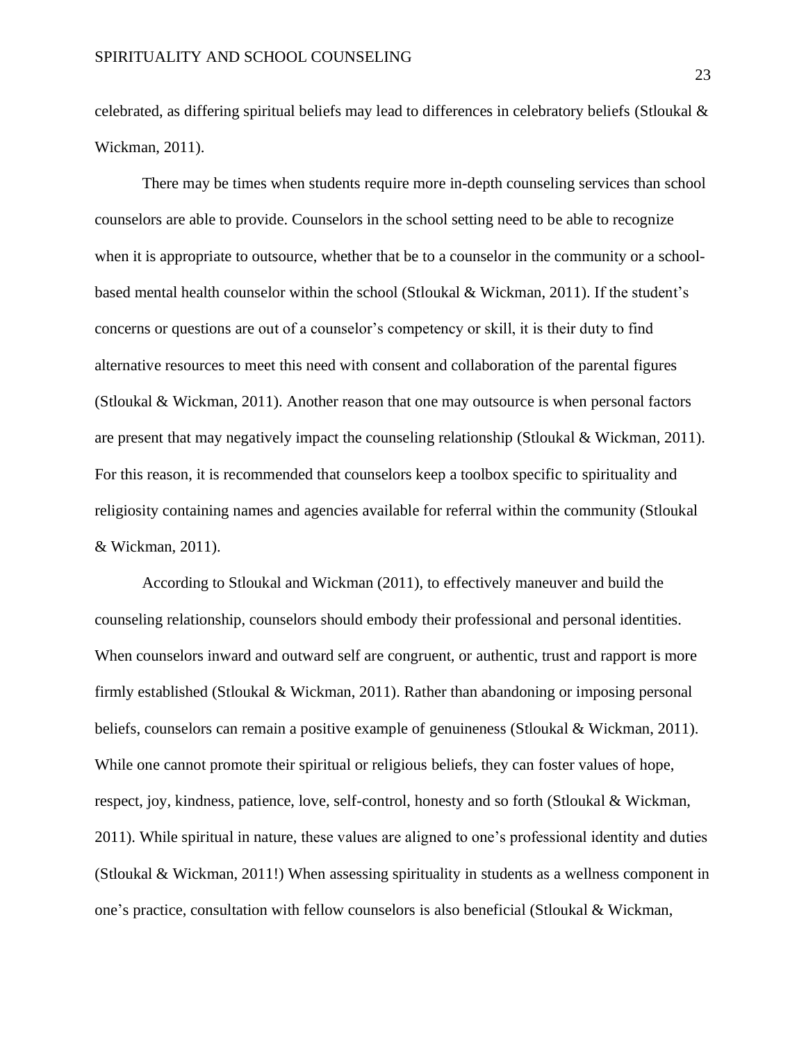celebrated, as differing spiritual beliefs may lead to differences in celebratory beliefs (Stloukal & Wickman, 2011).

There may be times when students require more in-depth counseling services than school counselors are able to provide. Counselors in the school setting need to be able to recognize when it is appropriate to outsource, whether that be to a counselor in the community or a school-based mental health counselor within the school (Stloukal & Wickman, 2011). If the student's concerns or questions are out of a counselor's competency or skill, it is their duty to find alternative resources to meet this need with consent and collaboration of the parental figures (Stloukal & Wickman, 2011). Another reason that one may outsource is when personal factors are present that may negatively impact the counseling relationship (Stloukal & Wickman, 2011). For this reason, it is recommended that counselors keep a toolbox specific to spirituality and religiosity containing names and agencies available for referral within the community (Stloukal & Wickman, 2011).

According to Stloukal and Wickman (2011), to effectively maneuver and build the counseling relationship, counselors should embody their professional and personal identities. When counselors inward and outward self are congruent, or authentic, trust and rapport is more firmly established (Stloukal & Wickman, 2011). Rather than abandoning or imposing personal beliefs, counselors can remain a positive example of genuineness (Stloukal & Wickman, 2011). While one cannot promote their spiritual or religious beliefs, they can foster values of hope, respect, joy, kindness, patience, love, self-control, honesty and so forth (Stloukal & Wickman, 2011). While spiritual in nature, these values are aligned to one's professional identity and duties (Stloukal & Wickman, 2011!) When assessing spirituality in students as a wellness component in one's practice, consultation with fellow counselors is also beneficial (Stloukal & Wickman,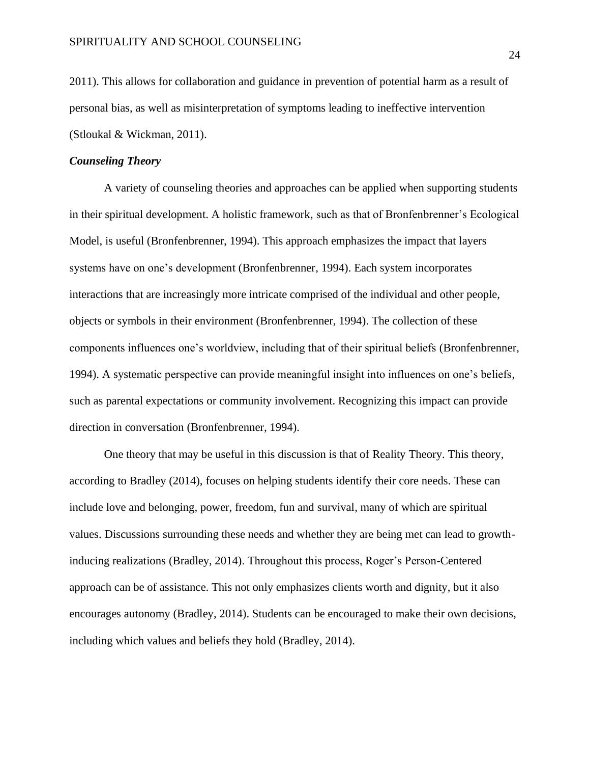2011). This allows for collaboration and guidance in prevention of potential harm as a result of personal bias, as well as misinterpretation of symptoms leading to ineffective intervention (Stloukal & Wickman, 2011).

***Counseling Theory***

A variety of counseling theories and approaches can be applied when supporting students in their spiritual development. A holistic framework, such as that of Bronfenbrenner's Ecological Model, is useful (Bronfenbrenner, 1994). This approach emphasizes the impact that layers systems have on one's development (Bronfenbrenner, 1994). Each system incorporates interactions that are increasingly more intricate comprised of the individual and other people, objects or symbols in their environment (Bronfenbrenner, 1994). The collection of these components influences one's worldview, including that of their spiritual beliefs (Bronfenbrenner, 1994). A systematic perspective can provide meaningful insight into influences on one's beliefs, such as parental expectations or community involvement. Recognizing this impact can provide direction in conversation (Bronfenbrenner, 1994).

One theory that may be useful in this discussion is that of Reality Theory. This theory, according to Bradley (2014), focuses on helping students identify their core needs. These can include love and belonging, power, freedom, fun and survival, many of which are spiritual values. Discussions surrounding these needs and whether they are being met can lead to growth-inducing realizations (Bradley, 2014). Throughout this process, Roger's Person-Centered approach can be of assistance. This not only emphasizes clients worth and dignity, but it also encourages autonomy (Bradley, 2014). Students can be encouraged to make their own decisions, including which values and beliefs they hold (Bradley, 2014).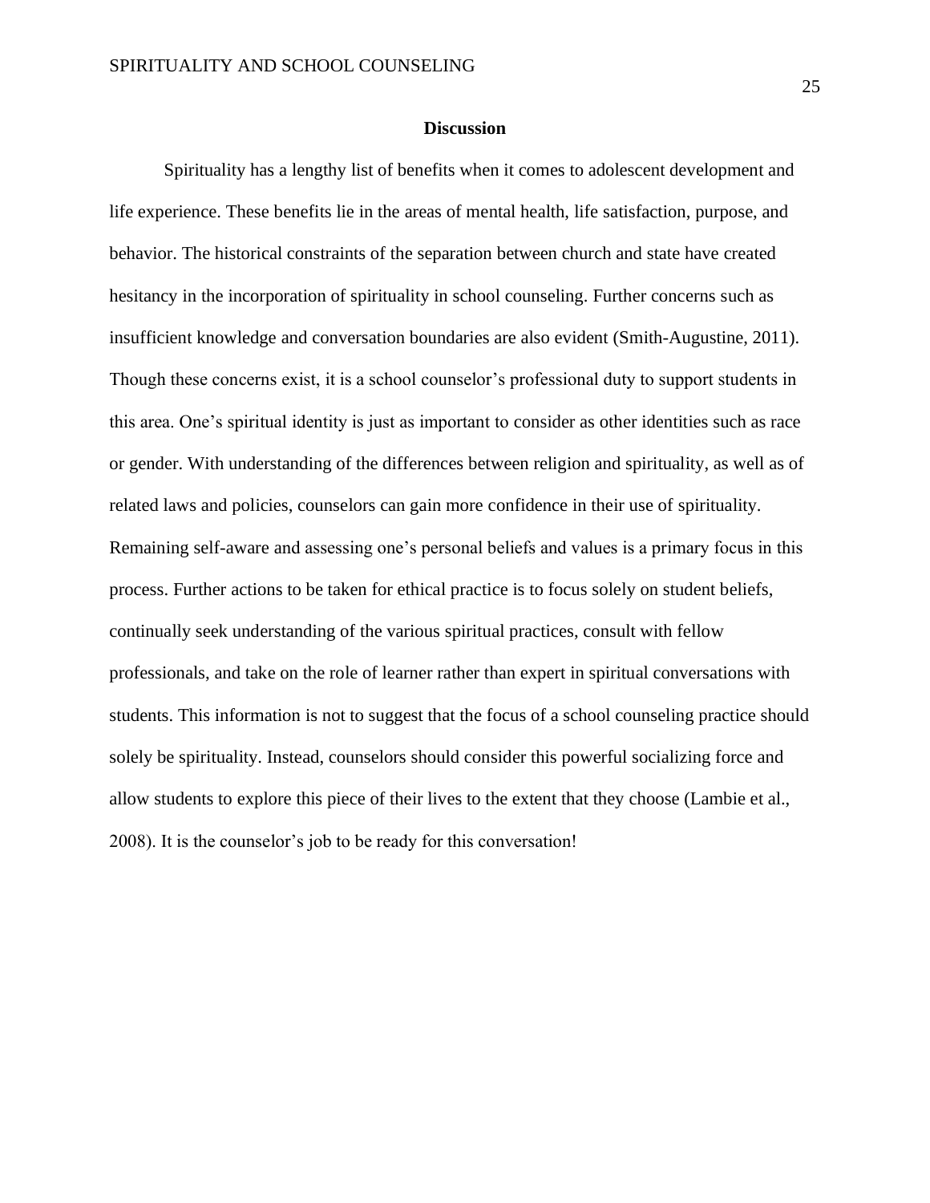## Discussion

Spirituality has a lengthy list of benefits when it comes to adolescent development and life experience. These benefits lie in the areas of mental health, life satisfaction, purpose, and behavior. The historical constraints of the separation between church and state have created hesitancy in the incorporation of spirituality in school counseling. Further concerns such as insufficient knowledge and conversation boundaries are also evident (Smith-Augustine, 2011). Though these concerns exist, it is a school counselor's professional duty to support students in this area. One's spiritual identity is just as important to consider as other identities such as race or gender. With understanding of the differences between religion and spirituality, as well as of related laws and policies, counselors can gain more confidence in their use of spirituality. Remaining self-aware and assessing one's personal beliefs and values is a primary focus in this process. Further actions to be taken for ethical practice is to focus solely on student beliefs, continually seek understanding of the various spiritual practices, consult with fellow professionals, and take on the role of learner rather than expert in spiritual conversations with students. This information is not to suggest that the focus of a school counseling practice should solely be spirituality. Instead, counselors should consider this powerful socializing force and allow students to explore this piece of their lives to the extent that they choose (Lambie et al., 2008). It is the counselor's job to be ready for this conversation!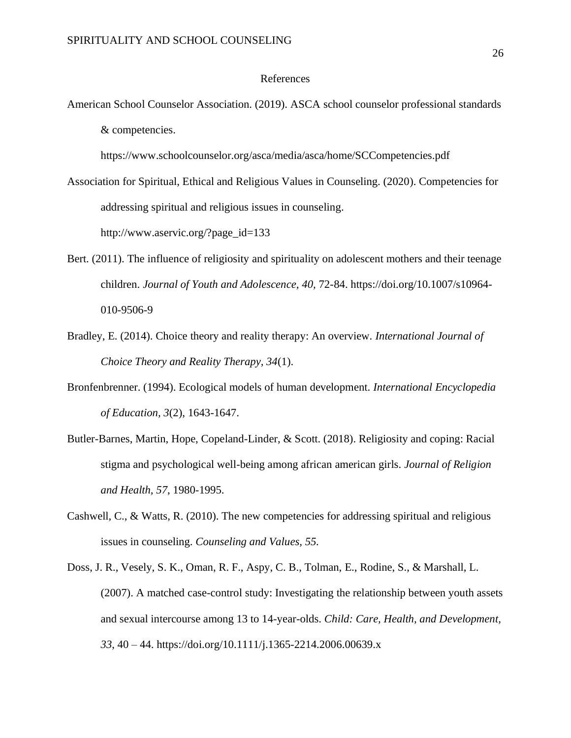# References

American School Counselor Association. (2019). ASCA school counselor professional standards & competencies. https://www.schoolcounselor.org/asca/media/asca/home/SCCompetencies.pdf

Association for Spiritual, Ethical and Religious Values in Counseling. (2020). Competencies for addressing spiritual and religious issues in counseling. http://www.aservic.org/?page_id=133

Bert. (2011). The influence of religiosity and spirituality on adolescent mothers and their teenage children. *Journal of Youth and Adolescence, 40*, 72-84. https://doi.org/10.1007/s10964-010-9506-9

Bradley, E. (2014). Choice theory and reality therapy: An overview. *International Journal of Choice Theory and Reality Therapy, 34*(1).

Bronfenbrenner. (1994). Ecological models of human development. *International Encyclopedia of Education, 3*(2), 1643-1647.

Butler-Barnes, Martin, Hope, Copeland-Linder, & Scott. (2018). Religiosity and coping: Racial stigma and psychological well-being among african american girls. *Journal of Religion and Health, 57*, 1980-1995.

Cashwell, C., & Watts, R. (2010). The new competencies for addressing spiritual and religious issues in counseling. *Counseling and Values, 55*.

Doss, J. R., Vesely, S. K., Oman, R. F., Aspy, C. B., Tolman, E., Rodine, S., & Marshall, L. (2007). A matched case-control study: Investigating the relationship between youth assets and sexual intercourse among 13 to 14-year-olds. *Child: Care, Health, and Development, 33*, 40 – 44. https://doi.org/10.1111/j.1365-2214.2006.00639.x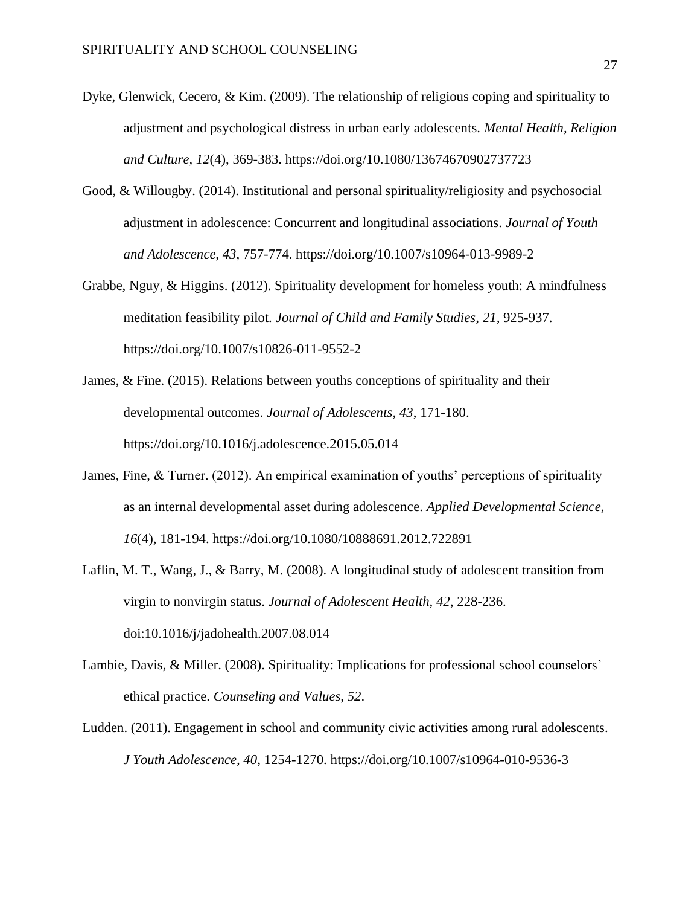Dyke, Glenwick, Cecero, & Kim. (2009). The relationship of religious coping and spirituality to adjustment and psychological distress in urban early adolescents. *Mental Health, Religion and Culture, 12*(4), 369-383. https://doi.org/10.1080/13674670902737723

Good, & Willougby. (2014). Institutional and personal spirituality/religiosity and psychosocial adjustment in adolescence: Concurrent and longitudinal associations. *Journal of Youth and Adolescence, 43*, 757-774. https://doi.org/10.1007/s10964-013-9989-2

Grabbe, Nguy, & Higgins. (2012). Spirituality development for homeless youth: A mindfulness meditation feasibility pilot. *Journal of Child and Family Studies, 21*, 925-937. https://doi.org/10.1007/s10826-011-9552-2

James, & Fine. (2015). Relations between youths conceptions of spirituality and their developmental outcomes. *Journal of Adolescents, 43*, 171-180. https://doi.org/10.1016/j.adolescence.2015.05.014

James, Fine, & Turner. (2012). An empirical examination of youths' perceptions of spirituality as an internal developmental asset during adolescence. *Applied Developmental Science, 16*(4), 181-194. https://doi.org/10.1080/10888691.2012.722891

Laflin, M. T., Wang, J., & Barry, M. (2008). A longitudinal study of adolescent transition from virgin to nonvirgin status. *Journal of Adolescent Health, 42*, 228-236. doi:10.1016/j/jadohealth.2007.08.014

Lambie, Davis, & Miller. (2008). Spirituality: Implications for professional school counselors' ethical practice. *Counseling and Values, 52*.

Ludden. (2011). Engagement in school and community civic activities among rural adolescents. *J Youth Adolescence, 40*, 1254-1270. https://doi.org/10.1007/s10964-010-9536-3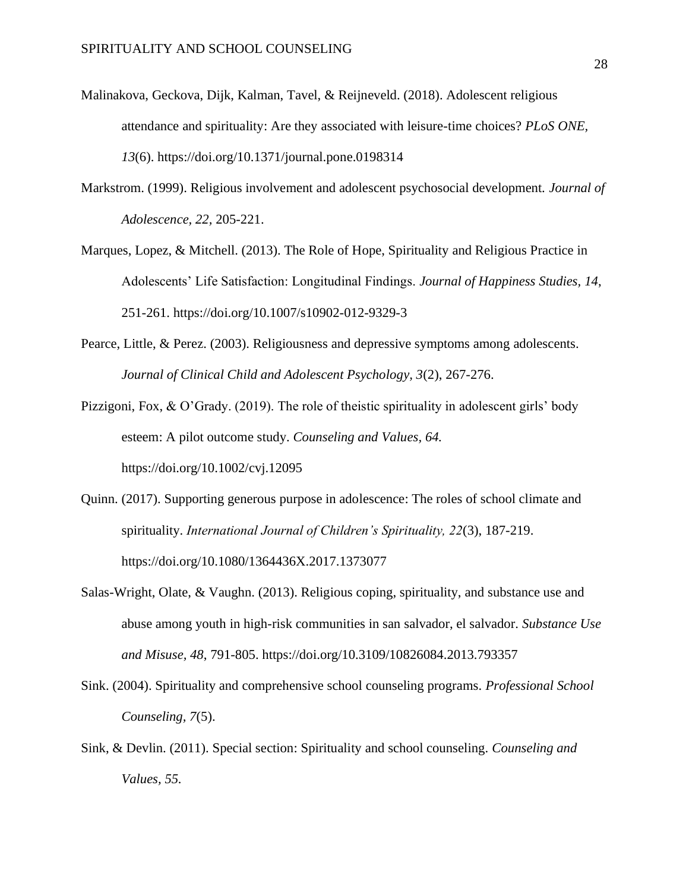Malinakova, Geckova, Dijk, Kalman, Tavel, & Reijneveld. (2018). Adolescent religious attendance and spirituality: Are they associated with leisure-time choices? *PLoS ONE, 13*(6). https://doi.org/10.1371/journal.pone.0198314

Markstrom. (1999). Religious involvement and adolescent psychosocial development. *Journal of Adolescence, 22*, 205-221.

Marques, Lopez, & Mitchell. (2013). The Role of Hope, Spirituality and Religious Practice in Adolescents' Life Satisfaction: Longitudinal Findings. *Journal of Happiness Studies, 14*, 251-261. https://doi.org/10.1007/s10902-012-9329-3

Pearce, Little, & Perez. (2003). Religiousness and depressive symptoms among adolescents. *Journal of Clinical Child and Adolescent Psychology, 3*(2), 267-276.

Pizzigoni, Fox, & O'Grady. (2019). The role of theistic spirituality in adolescent girls' body esteem: A pilot outcome study. *Counseling and Values, 64.* https://doi.org/10.1002/cvj.12095

Quinn. (2017). Supporting generous purpose in adolescence: The roles of school climate and spirituality. *International Journal of Children's Spirituality, 22*(3), 187-219. https://doi.org/10.1080/1364436X.2017.1373077

Salas-Wright, Olate, & Vaughn. (2013). Religious coping, spirituality, and substance use and abuse among youth in high-risk communities in san salvador, el salvador. *Substance Use and Misuse, 48*, 791-805. https://doi.org/10.3109/10826084.2013.793357

Sink. (2004). Spirituality and comprehensive school counseling programs. *Professional School Counseling, 7*(5).

Sink, & Devlin. (2011). Special section: Spirituality and school counseling. *Counseling and Values, 55.*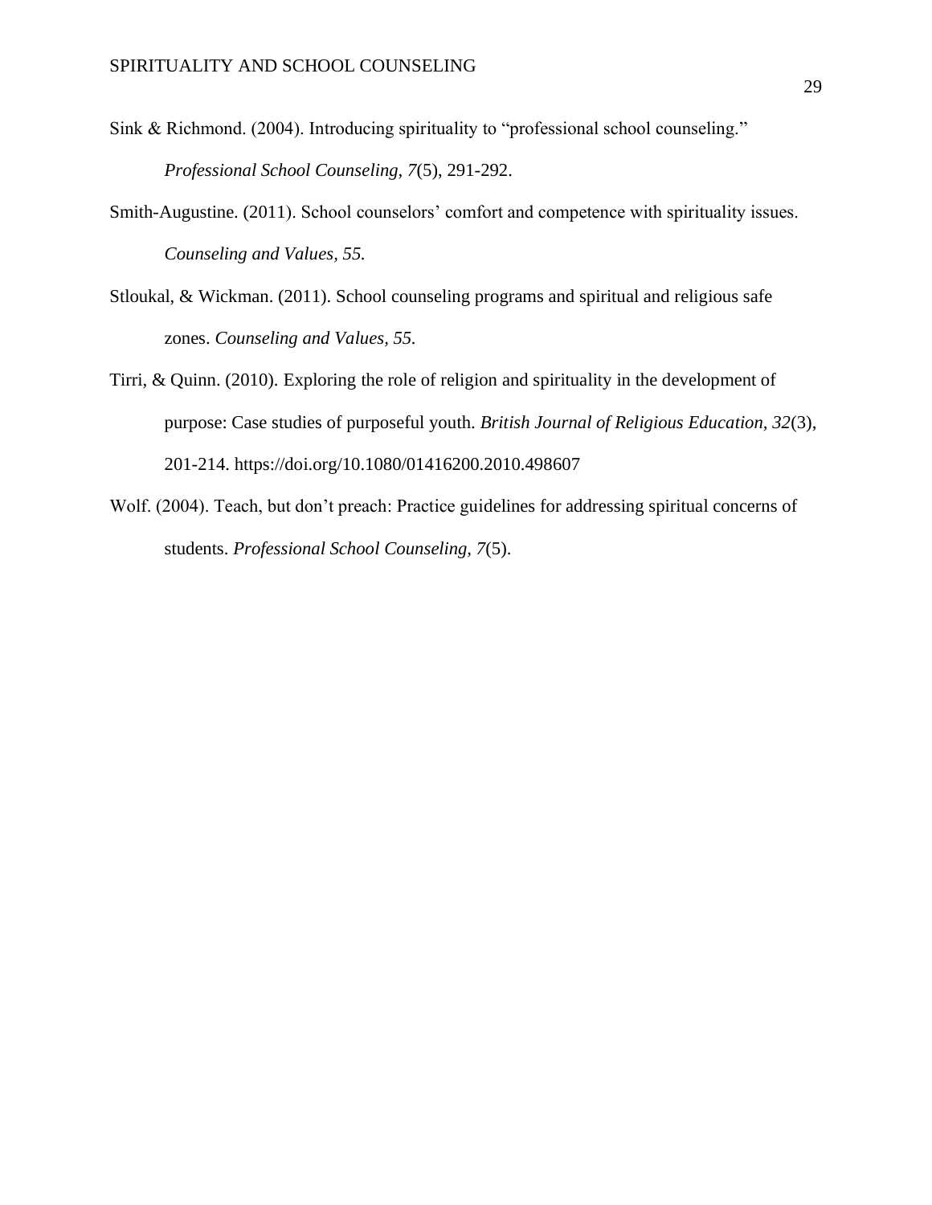Sink & Richmond. (2004). Introducing spirituality to "professional school counseling." *Professional School Counseling, 7*(5), 291-292.

Smith-Augustine. (2011). School counselors' comfort and competence with spirituality issues. *Counseling and Values, 55.*

Stloukal, & Wickman. (2011). School counseling programs and spiritual and religious safe zones. *Counseling and Values, 55.*

Tirri, & Quinn. (2010). Exploring the role of religion and spirituality in the development of purpose: Case studies of purposeful youth. *British Journal of Religious Education, 32*(3), 201-214. https://doi.org/10.1080/01416200.2010.498607

Wolf. (2004). Teach, but don't preach: Practice guidelines for addressing spiritual concerns of students. *Professional School Counseling, 7*(5).